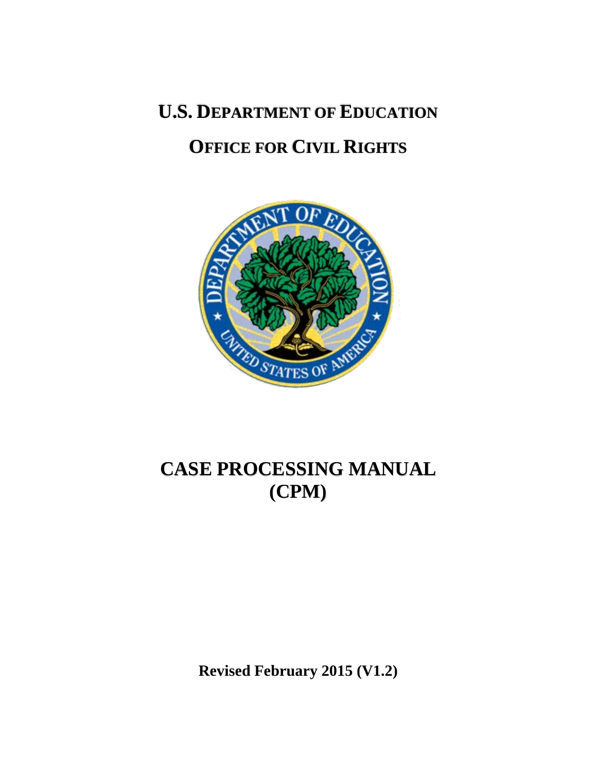# U.S. DEPARTMENT OF EDUCATION

# OFFICE FOR CIVIL RIGHTS

# CASE PROCESSING MANUAL (CPM)

**Revised February 2015 (V1.2)**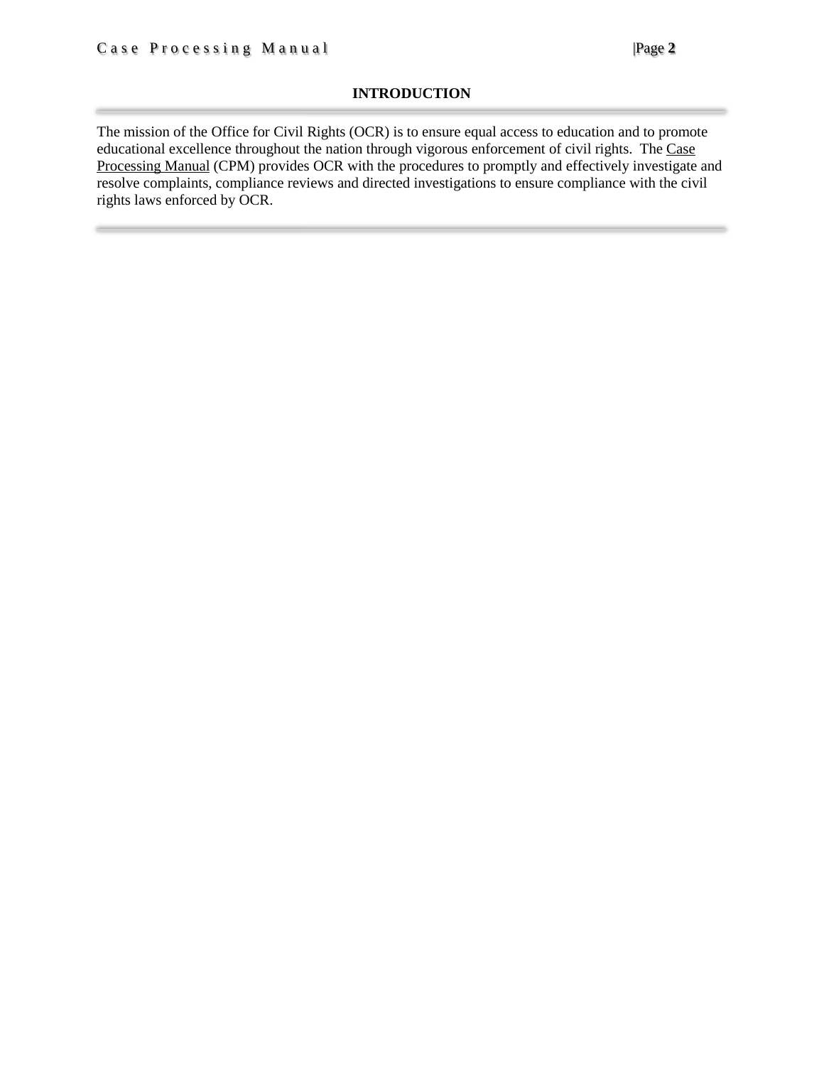## INTRODUCTION

The mission of the Office for Civil Rights (OCR) is to ensure equal access to education and to promote educational excellence throughout the nation through vigorous enforcement of civil rights. The Case Processing Manual (CPM) provides OCR with the procedures to promptly and effectively investigate and resolve complaints, compliance reviews and directed investigations to ensure compliance with the civil rights laws enforced by OCR.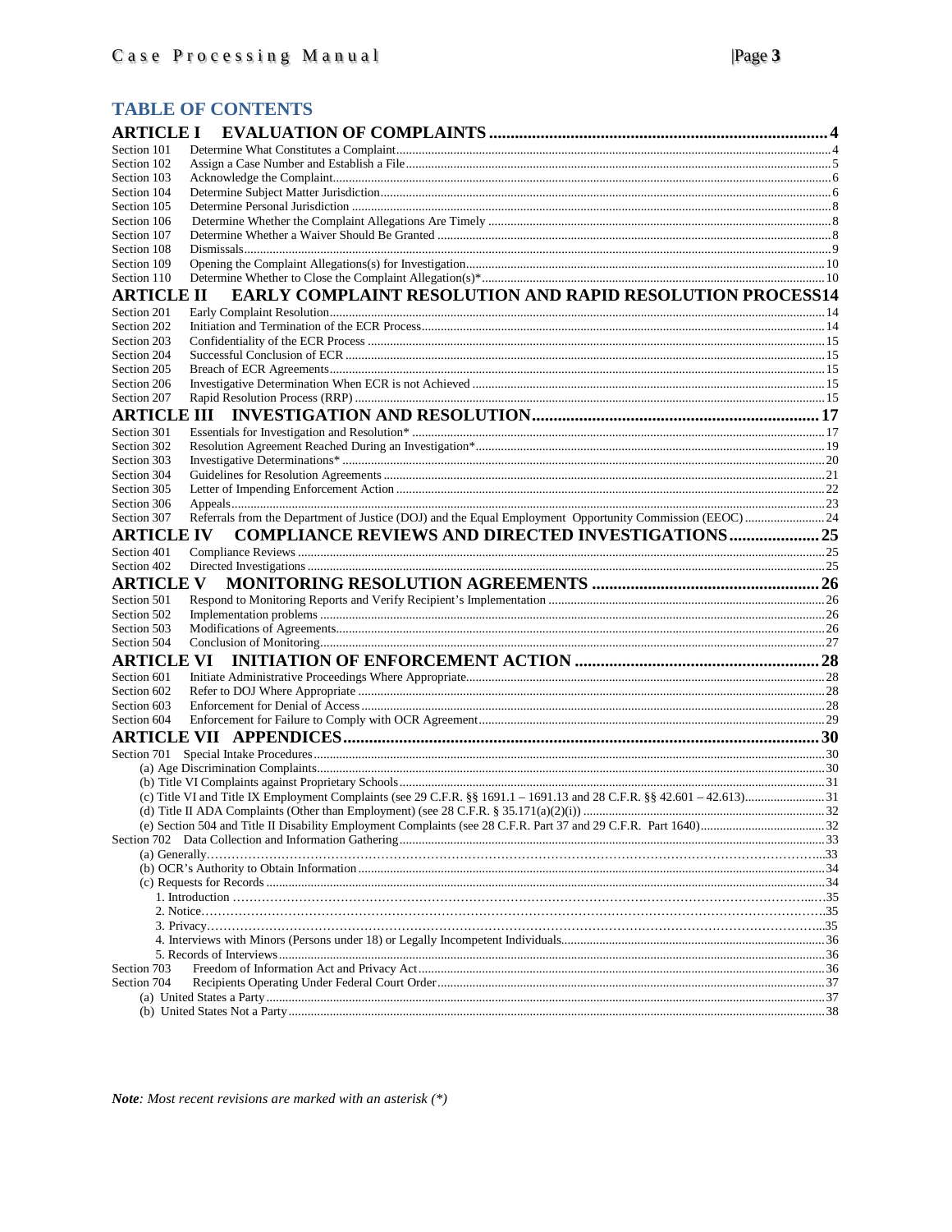## TABLE OF CONTENTS

**ARTICLE I EVALUATION OF COMPLAINTS** .......... 4

Section 101 Determine What Constitutes a Complaint .......... 4
Section 102 Assign a Case Number and Establish a File .......... 5
Section 103 Acknowledge the Complaint .......... 6
Section 104 Determine Subject Matter Jurisdiction .......... 6
Section 105 Determine Personal Jurisdiction .......... 8
Section 106 Determine Whether the Complaint Allegations Are Timely .......... 8
Section 107 Determine Whether a Waiver Should Be Granted .......... 8
Section 108 Dismissals .......... 9
Section 109 Opening the Complaint Allegations(s) for Investigation .......... 10
Section 110 Determine Whether to Close the Complaint Allegation(s)* .......... 10

**ARTICLE II EARLY COMPLAINT RESOLUTION AND RAPID RESOLUTION PROCESS** .......... 14

Section 201 Early Complaint Resolution .......... 14
Section 202 Initiation and Termination of the ECR Process .......... 14
Section 203 Confidentiality of the ECR Process .......... 15
Section 204 Successful Conclusion of ECR .......... 15
Section 205 Breach of ECR Agreements .......... 15
Section 206 Investigative Determination When ECR is not Achieved .......... 15
Section 207 Rapid Resolution Process (RRP) .......... 15

**ARTICLE III INVESTIGATION AND RESOLUTION** .......... 17

Section 301 Essentials for Investigation and Resolution* .......... 17
Section 302 Resolution Agreement Reached During an Investigation* .......... 19
Section 303 Investigative Determinations* .......... 20
Section 304 Guidelines for Resolution Agreements .......... 21
Section 305 Letter of Impending Enforcement Action .......... 22
Section 306 Appeals .......... 23
Section 307 Referrals from the Department of Justice (DOJ) and the Equal Employment Opportunity Commission (EEOC) .......... 24

**ARTICLE IV COMPLIANCE REVIEWS AND DIRECTED INVESTIGATIONS** .......... 25

Section 401 Compliance Reviews .......... 25
Section 402 Directed Investigations .......... 25

**ARTICLE V MONITORING RESOLUTION AGREEMENTS** .......... 26

Section 501 Respond to Monitoring Reports and Verify Recipient's Implementation .......... 26
Section 502 Implementation problems .......... 26
Section 503 Modifications of Agreements .......... 26
Section 504 Conclusion of Monitoring .......... 27

**ARTICLE VI INITIATION OF ENFORCEMENT ACTION** .......... 28

Section 601 Initiate Administrative Proceedings Where Appropriate .......... 28
Section 602 Refer to DOJ Where Appropriate .......... 28
Section 603 Enforcement for Denial of Access .......... 28
Section 604 Enforcement for Failure to Comply with OCR Agreement .......... 29

**ARTICLE VII APPENDICES** .......... 30

Section 701 Special Intake Procedures .......... 30
- (a) Age Discrimination Complaints .......... 30
- (b) Title VI Complaints against Proprietary Schools .......... 31
- (c) Title VI and Title IX Employment Complaints (see 29 C.F.R. §§ 1691.1 – 1691.13 and 28 C.F.R. §§ 42.601 – 42.613) .......... 31
- (d) Title II ADA Complaints (Other than Employment) (see 28 C.F.R. § 35.171(a)(2)(i)) .......... 32
- (e) Section 504 and Title II Disability Employment Complaints (see 28 C.F.R. Part 37 and 29 C.F.R. Part 1640) .......... 32

Section 702 Data Collection and Information Gathering .......... 33
- (a) Generally .......... 33
- (b) OCR's Authority to Obtain Information .......... 34
- (c) Requests for Records .......... 34
  - 1. Introduction .......... 35
  - 2. Notice .......... 35
  - 3. Privacy .......... 35
  - 4. Interviews with Minors (Persons under 18) or Legally Incompetent Individuals .......... 36
  - 5. Records of Interviews .......... 36

Section 703 Freedom of Information Act and Privacy Act .......... 36
Section 704 Recipients Operating Under Federal Court Order .......... 37
- (a) United States a Party .......... 37
- (b) United States Not a Party .......... 38

***Note**: Most recent revisions are marked with an asterisk (*)*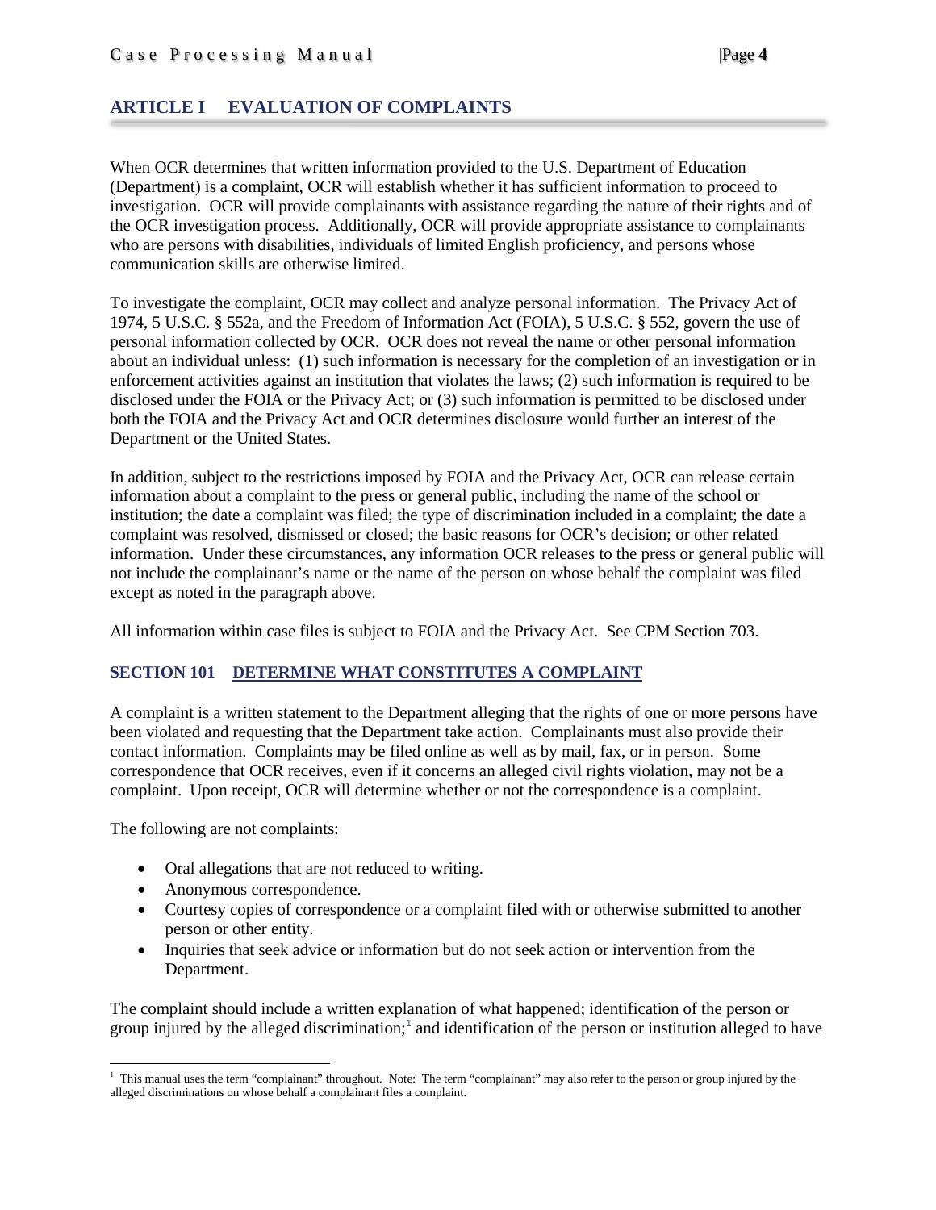## ARTICLE I EVALUATION OF COMPLAINTS

When OCR determines that written information provided to the U.S. Department of Education (Department) is a complaint, OCR will establish whether it has sufficient information to proceed to investigation. OCR will provide complainants with assistance regarding the nature of their rights and of the OCR investigation process. Additionally, OCR will provide appropriate assistance to complainants who are persons with disabilities, individuals of limited English proficiency, and persons whose communication skills are otherwise limited.

To investigate the complaint, OCR may collect and analyze personal information. The Privacy Act of 1974, 5 U.S.C. § 552a, and the Freedom of Information Act (FOIA), 5 U.S.C. § 552, govern the use of personal information collected by OCR. OCR does not reveal the name or other personal information about an individual unless: (1) such information is necessary for the completion of an investigation or in enforcement activities against an institution that violates the laws; (2) such information is required to be disclosed under the FOIA or the Privacy Act; or (3) such information is permitted to be disclosed under both the FOIA and the Privacy Act and OCR determines disclosure would further an interest of the Department or the United States.

In addition, subject to the restrictions imposed by FOIA and the Privacy Act, OCR can release certain information about a complaint to the press or general public, including the name of the school or institution; the date a complaint was filed; the type of discrimination included in a complaint; the date a complaint was resolved, dismissed or closed; the basic reasons for OCR's decision; or other related information. Under these circumstances, any information OCR releases to the press or general public will not include the complainant's name or the name of the person on whose behalf the complaint was filed except as noted in the paragraph above.

All information within case files is subject to FOIA and the Privacy Act. See CPM Section 703.

### SECTION 101 DETERMINE WHAT CONSTITUTES A COMPLAINT

A complaint is a written statement to the Department alleging that the rights of one or more persons have been violated and requesting that the Department take action. Complainants must also provide their contact information. Complaints may be filed online as well as by mail, fax, or in person. Some correspondence that OCR receives, even if it concerns an alleged civil rights violation, may not be a complaint. Upon receipt, OCR will determine whether or not the correspondence is a complaint.

The following are not complaints:

- Oral allegations that are not reduced to writing.
- Anonymous correspondence.
- Courtesy copies of correspondence or a complaint filed with or otherwise submitted to another person or other entity.
- Inquiries that seek advice or information but do not seek action or intervention from the Department.

The complaint should include a written explanation of what happened; identification of the person or group injured by the alleged discrimination;[1] and identification of the person or institution alleged to have

[1] This manual uses the term "complainant" throughout. Note: The term "complainant" may also refer to the person or group injured by the alleged discriminations on whose behalf a complainant files a complaint.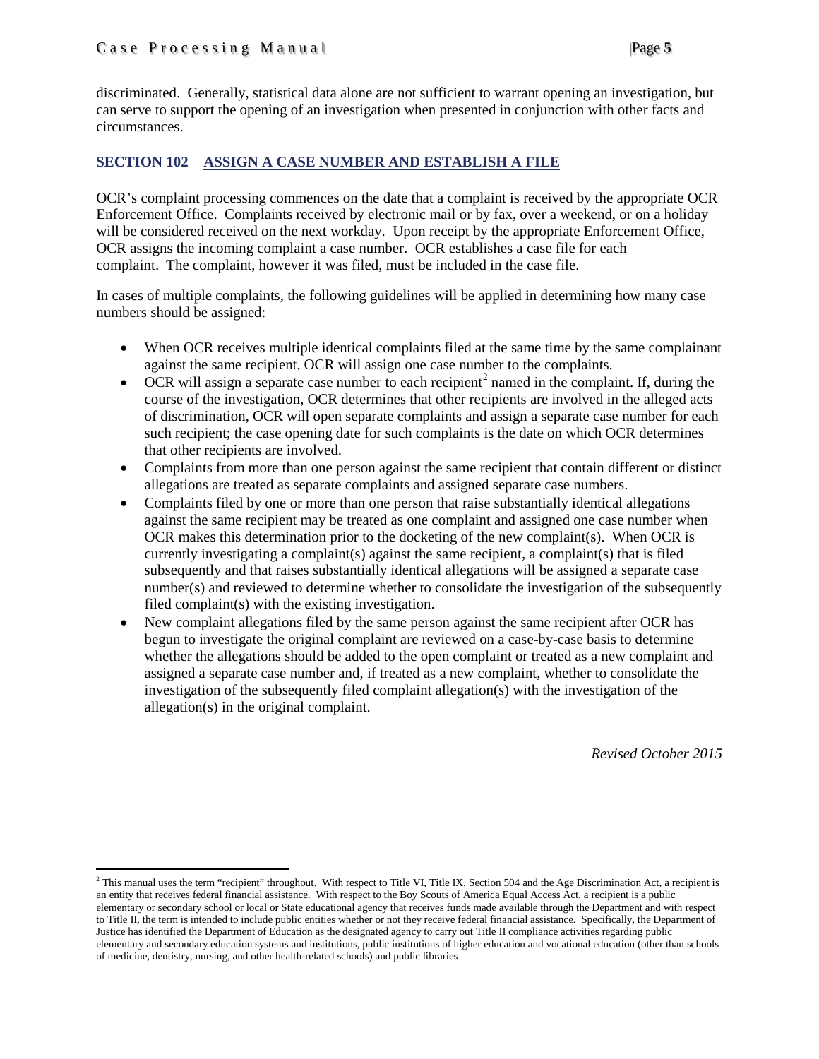discriminated. Generally, statistical data alone are not sufficient to warrant opening an investigation, but can serve to support the opening of an investigation when presented in conjunction with other facts and circumstances.

## SECTION 102 ASSIGN A CASE NUMBER AND ESTABLISH A FILE

OCR's complaint processing commences on the date that a complaint is received by the appropriate OCR Enforcement Office. Complaints received by electronic mail or by fax, over a weekend, or on a holiday will be considered received on the next workday. Upon receipt by the appropriate Enforcement Office, OCR assigns the incoming complaint a case number. OCR establishes a case file for each complaint. The complaint, however it was filed, must be included in the case file.

In cases of multiple complaints, the following guidelines will be applied in determining how many case numbers should be assigned:

- When OCR receives multiple identical complaints filed at the same time by the same complainant against the same recipient, OCR will assign one case number to the complaints.
- OCR will assign a separate case number to each recipient[2] named in the complaint. If, during the course of the investigation, OCR determines that other recipients are involved in the alleged acts of discrimination, OCR will open separate complaints and assign a separate case number for each such recipient; the case opening date for such complaints is the date on which OCR determines that other recipients are involved.
- Complaints from more than one person against the same recipient that contain different or distinct allegations are treated as separate complaints and assigned separate case numbers.
- Complaints filed by one or more than one person that raise substantially identical allegations against the same recipient may be treated as one complaint and assigned one case number when OCR makes this determination prior to the docketing of the new complaint(s). When OCR is currently investigating a complaint(s) against the same recipient, a complaint(s) that is filed subsequently and that raises substantially identical allegations will be assigned a separate case number(s) and reviewed to determine whether to consolidate the investigation of the subsequently filed complaint(s) with the existing investigation.
- New complaint allegations filed by the same person against the same recipient after OCR has begun to investigate the original complaint are reviewed on a case-by-case basis to determine whether the allegations should be added to the open complaint or treated as a new complaint and assigned a separate case number and, if treated as a new complaint, whether to consolidate the investigation of the subsequently filed complaint allegation(s) with the investigation of the allegation(s) in the original complaint.

*Revised October 2015*

[2] This manual uses the term "recipient" throughout. With respect to Title VI, Title IX, Section 504 and the Age Discrimination Act, a recipient is an entity that receives federal financial assistance. With respect to the Boy Scouts of America Equal Access Act, a recipient is a public elementary or secondary school or local or State educational agency that receives funds made available through the Department and with respect to Title II, the term is intended to include public entities whether or not they receive federal financial assistance. Specifically, the Department of Justice has identified the Department of Education as the designated agency to carry out Title II compliance activities regarding public elementary and secondary education systems and institutions, public institutions of higher education and vocational education (other than schools of medicine, dentistry, nursing, and other health-related schools) and public libraries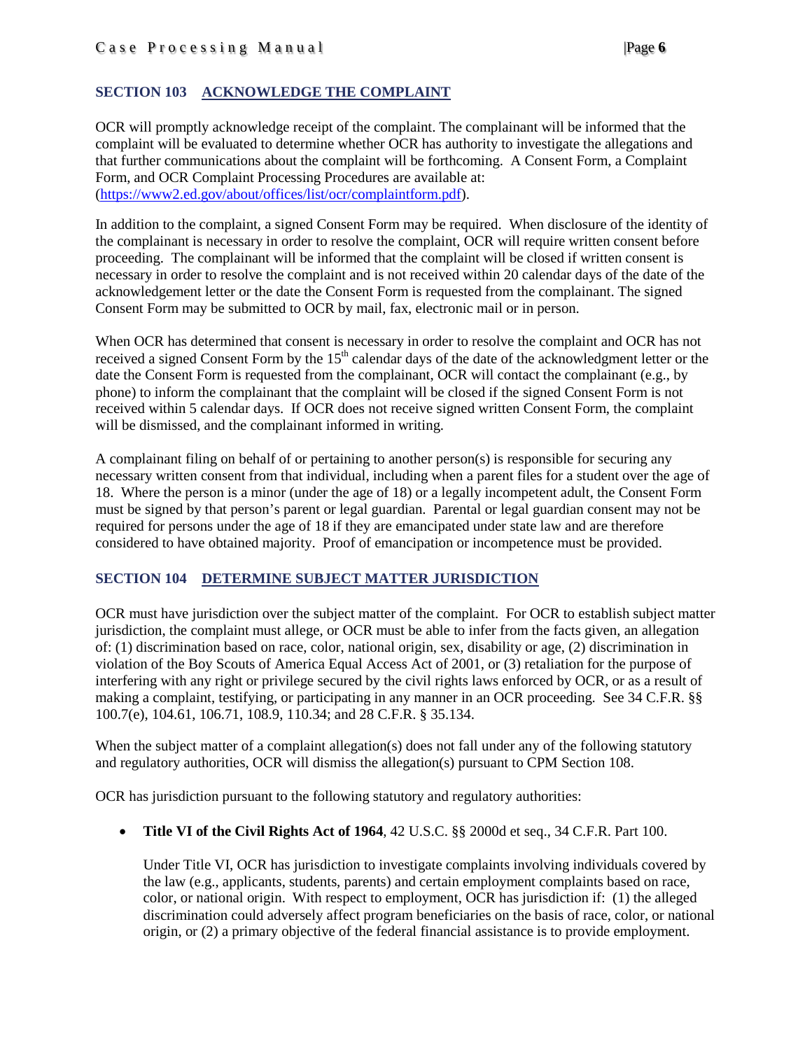## SECTION 103 ACKNOWLEDGE THE COMPLAINT

OCR will promptly acknowledge receipt of the complaint. The complainant will be informed that the complaint will be evaluated to determine whether OCR has authority to investigate the allegations and that further communications about the complaint will be forthcoming. A Consent Form, a Complaint Form, and OCR Complaint Processing Procedures are available at: (https://www2.ed.gov/about/offices/list/ocr/complaintform.pdf).

In addition to the complaint, a signed Consent Form may be required. When disclosure of the identity of the complainant is necessary in order to resolve the complaint, OCR will require written consent before proceeding. The complainant will be informed that the complaint will be closed if written consent is necessary in order to resolve the complaint and is not received within 20 calendar days of the date of the acknowledgement letter or the date the Consent Form is requested from the complainant. The signed Consent Form may be submitted to OCR by mail, fax, electronic mail or in person.

When OCR has determined that consent is necessary in order to resolve the complaint and OCR has not received a signed Consent Form by the 15th calendar days of the date of the acknowledgment letter or the date the Consent Form is requested from the complainant, OCR will contact the complainant (e.g., by phone) to inform the complainant that the complaint will be closed if the signed Consent Form is not received within 5 calendar days. If OCR does not receive signed written Consent Form, the complaint will be dismissed, and the complainant informed in writing.

A complainant filing on behalf of or pertaining to another person(s) is responsible for securing any necessary written consent from that individual, including when a parent files for a student over the age of 18. Where the person is a minor (under the age of 18) or a legally incompetent adult, the Consent Form must be signed by that person's parent or legal guardian. Parental or legal guardian consent may not be required for persons under the age of 18 if they are emancipated under state law and are therefore considered to have obtained majority. Proof of emancipation or incompetence must be provided.

## SECTION 104 DETERMINE SUBJECT MATTER JURISDICTION

OCR must have jurisdiction over the subject matter of the complaint. For OCR to establish subject matter jurisdiction, the complaint must allege, or OCR must be able to infer from the facts given, an allegation of: (1) discrimination based on race, color, national origin, sex, disability or age, (2) discrimination in violation of the Boy Scouts of America Equal Access Act of 2001, or (3) retaliation for the purpose of interfering with any right or privilege secured by the civil rights laws enforced by OCR, or as a result of making a complaint, testifying, or participating in any manner in an OCR proceeding. See 34 C.F.R. §§ 100.7(e), 104.61, 106.71, 108.9, 110.34; and 28 C.F.R. § 35.134.

When the subject matter of a complaint allegation(s) does not fall under any of the following statutory and regulatory authorities, OCR will dismiss the allegation(s) pursuant to CPM Section 108.

OCR has jurisdiction pursuant to the following statutory and regulatory authorities:

- **Title VI of the Civil Rights Act of 1964**, 42 U.S.C. §§ 2000d et seq., 34 C.F.R. Part 100.

  Under Title VI, OCR has jurisdiction to investigate complaints involving individuals covered by the law (e.g., applicants, students, parents) and certain employment complaints based on race, color, or national origin. With respect to employment, OCR has jurisdiction if: (1) the alleged discrimination could adversely affect program beneficiaries on the basis of race, color, or national origin, or (2) a primary objective of the federal financial assistance is to provide employment.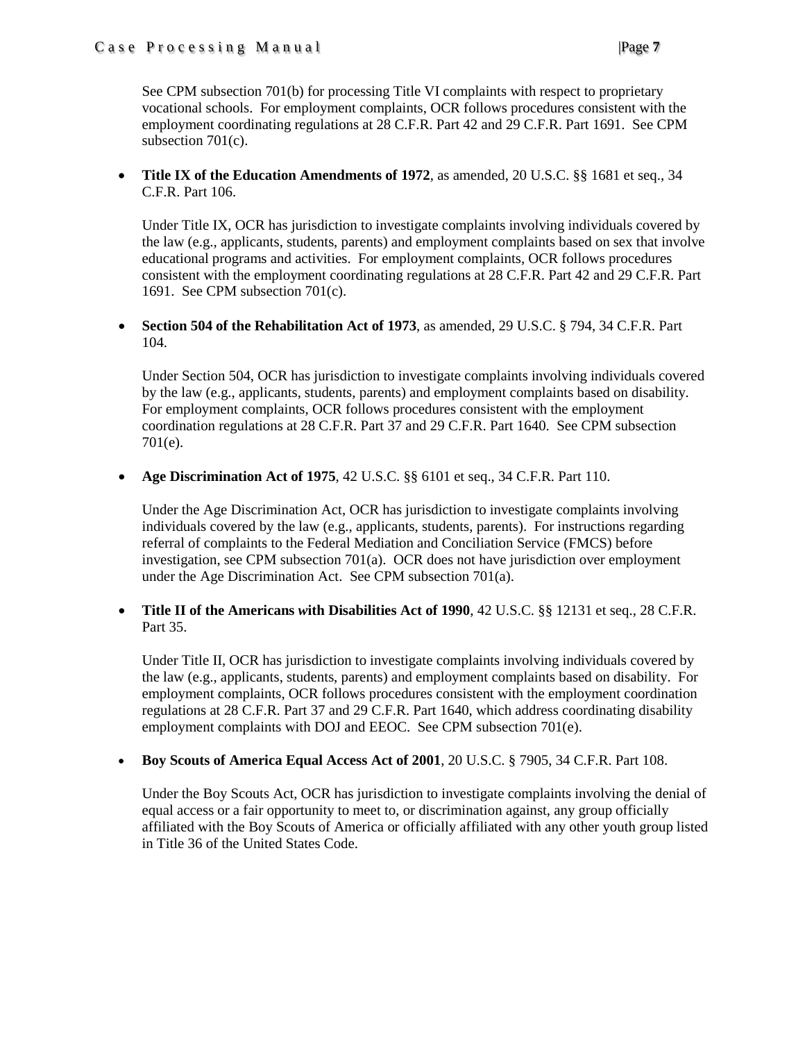See CPM subsection 701(b) for processing Title VI complaints with respect to proprietary vocational schools. For employment complaints, OCR follows procedures consistent with the employment coordinating regulations at 28 C.F.R. Part 42 and 29 C.F.R. Part 1691. See CPM subsection 701(c).

- **Title IX of the Education Amendments of 1972**, as amended, 20 U.S.C. §§ 1681 et seq., 34 C.F.R. Part 106.

  Under Title IX, OCR has jurisdiction to investigate complaints involving individuals covered by the law (e.g., applicants, students, parents) and employment complaints based on sex that involve educational programs and activities. For employment complaints, OCR follows procedures consistent with the employment coordinating regulations at 28 C.F.R. Part 42 and 29 C.F.R. Part 1691. See CPM subsection 701(c).

- **Section 504 of the Rehabilitation Act of 1973**, as amended, 29 U.S.C. § 794, 34 C.F.R. Part 104.

  Under Section 504, OCR has jurisdiction to investigate complaints involving individuals covered by the law (e.g., applicants, students, parents) and employment complaints based on disability. For employment complaints, OCR follows procedures consistent with the employment coordination regulations at 28 C.F.R. Part 37 and 29 C.F.R. Part 1640. See CPM subsection 701(e).

- **Age Discrimination Act of 1975**, 42 U.S.C. §§ 6101 et seq., 34 C.F.R. Part 110.

  Under the Age Discrimination Act, OCR has jurisdiction to investigate complaints involving individuals covered by the law (e.g., applicants, students, parents). For instructions regarding referral of complaints to the Federal Mediation and Conciliation Service (FMCS) before investigation, see CPM subsection 701(a). OCR does not have jurisdiction over employment under the Age Discrimination Act. See CPM subsection 701(a).

- **Title II of the Americans *w*ith Disabilities Act of 1990**, 42 U.S.C. §§ 12131 et seq., 28 C.F.R. Part 35.

  Under Title II, OCR has jurisdiction to investigate complaints involving individuals covered by the law (e.g., applicants, students, parents) and employment complaints based on disability. For employment complaints, OCR follows procedures consistent with the employment coordination regulations at 28 C.F.R. Part 37 and 29 C.F.R. Part 1640, which address coordinating disability employment complaints with DOJ and EEOC. See CPM subsection 701(e).

- **Boy Scouts of America Equal Access Act of 2001**, 20 U.S.C. § 7905, 34 C.F.R. Part 108.

  Under the Boy Scouts Act, OCR has jurisdiction to investigate complaints involving the denial of equal access or a fair opportunity to meet to, or discrimination against, any group officially affiliated with the Boy Scouts of America or officially affiliated with any other youth group listed in Title 36 of the United States Code.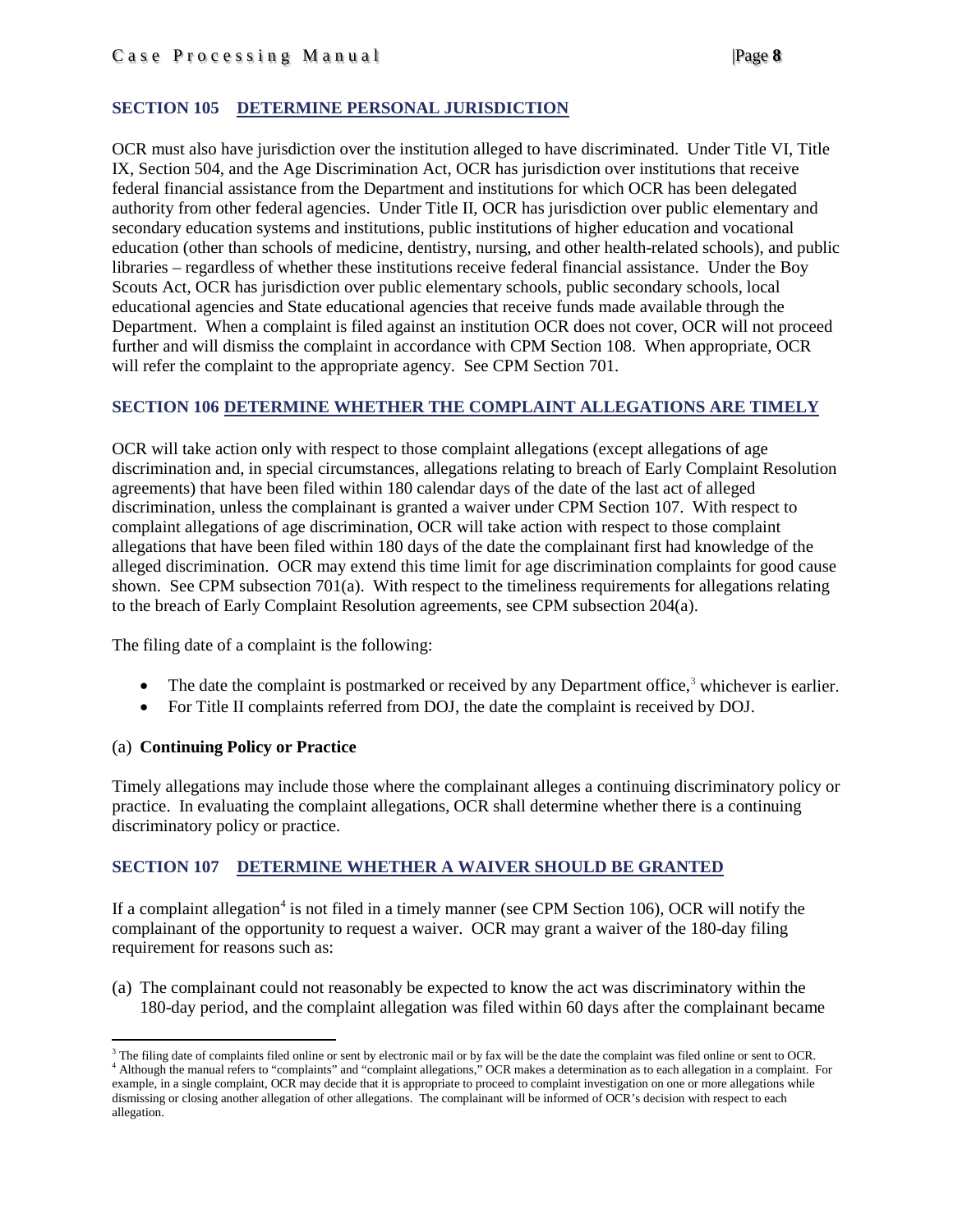## SECTION 105 DETERMINE PERSONAL JURISDICTION

OCR must also have jurisdiction over the institution alleged to have discriminated. Under Title VI, Title IX, Section 504, and the Age Discrimination Act, OCR has jurisdiction over institutions that receive federal financial assistance from the Department and institutions for which OCR has been delegated authority from other federal agencies. Under Title II, OCR has jurisdiction over public elementary and secondary education systems and institutions, public institutions of higher education and vocational education (other than schools of medicine, dentistry, nursing, and other health-related schools), and public libraries – regardless of whether these institutions receive federal financial assistance. Under the Boy Scouts Act, OCR has jurisdiction over public elementary schools, public secondary schools, local educational agencies and State educational agencies that receive funds made available through the Department. When a complaint is filed against an institution OCR does not cover, OCR will not proceed further and will dismiss the complaint in accordance with CPM Section 108. When appropriate, OCR will refer the complaint to the appropriate agency. See CPM Section 701.

## SECTION 106 DETERMINE WHETHER THE COMPLAINT ALLEGATIONS ARE TIMELY

OCR will take action only with respect to those complaint allegations (except allegations of age discrimination and, in special circumstances, allegations relating to breach of Early Complaint Resolution agreements) that have been filed within 180 calendar days of the date of the last act of alleged discrimination, unless the complainant is granted a waiver under CPM Section 107. With respect to complaint allegations of age discrimination, OCR will take action with respect to those complaint allegations that have been filed within 180 days of the date the complainant first had knowledge of the alleged discrimination. OCR may extend this time limit for age discrimination complaints for good cause shown. See CPM subsection 701(a). With respect to the timeliness requirements for allegations relating to the breach of Early Complaint Resolution agreements, see CPM subsection 204(a).

The filing date of a complaint is the following:

- The date the complaint is postmarked or received by any Department office,[3] whichever is earlier.
- For Title II complaints referred from DOJ, the date the complaint is received by DOJ.

### (a) Continuing Policy or Practice

Timely allegations may include those where the complainant alleges a continuing discriminatory policy or practice. In evaluating the complaint allegations, OCR shall determine whether there is a continuing discriminatory policy or practice.

## SECTION 107 DETERMINE WHETHER A WAIVER SHOULD BE GRANTED

If a complaint allegation[4] is not filed in a timely manner (see CPM Section 106), OCR will notify the complainant of the opportunity to request a waiver. OCR may grant a waiver of the 180-day filing requirement for reasons such as:

(a) The complainant could not reasonably be expected to know the act was discriminatory within the 180-day period, and the complaint allegation was filed within 60 days after the complainant became

---

[3] The filing date of complaints filed online or sent by electronic mail or by fax will be the date the complaint was filed online or sent to OCR.

[4] Although the manual refers to "complaints" and "complaint allegations," OCR makes a determination as to each allegation in a complaint. For example, in a single complaint, OCR may decide that it is appropriate to proceed to complaint investigation on one or more allegations while dismissing or closing another allegation of other allegations. The complainant will be informed of OCR's decision with respect to each allegation.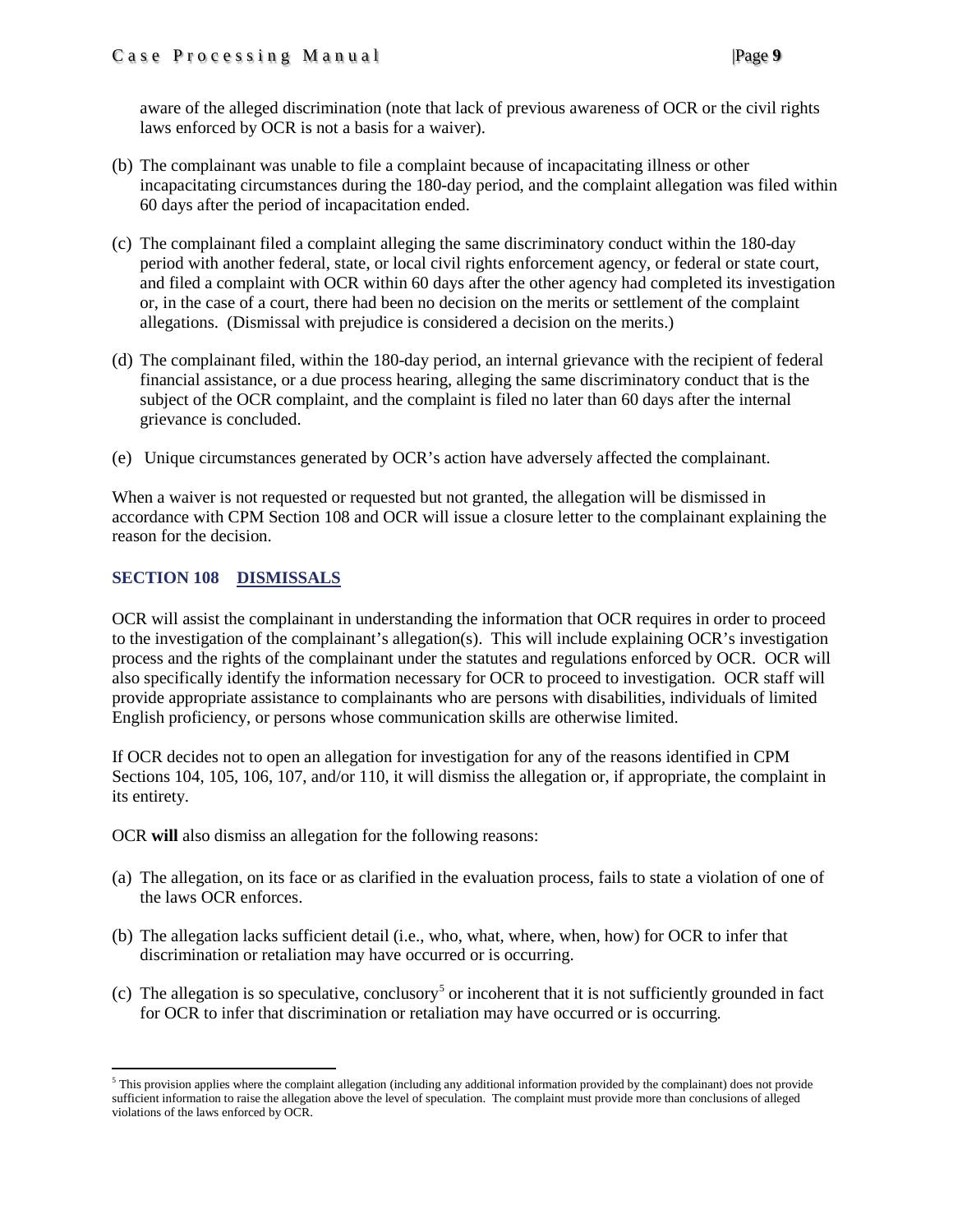aware of the alleged discrimination (note that lack of previous awareness of OCR or the civil rights laws enforced by OCR is not a basis for a waiver).

(b) The complainant was unable to file a complaint because of incapacitating illness or other incapacitating circumstances during the 180-day period, and the complaint allegation was filed within 60 days after the period of incapacitation ended.

(c) The complainant filed a complaint alleging the same discriminatory conduct within the 180-day period with another federal, state, or local civil rights enforcement agency, or federal or state court, and filed a complaint with OCR within 60 days after the other agency had completed its investigation or, in the case of a court, there had been no decision on the merits or settlement of the complaint allegations. (Dismissal with prejudice is considered a decision on the merits.)

(d) The complainant filed, within the 180-day period, an internal grievance with the recipient of federal financial assistance, or a due process hearing, alleging the same discriminatory conduct that is the subject of the OCR complaint, and the complaint is filed no later than 60 days after the internal grievance is concluded.

(e) Unique circumstances generated by OCR's action have adversely affected the complainant.

When a waiver is not requested or requested but not granted, the allegation will be dismissed in accordance with CPM Section 108 and OCR will issue a closure letter to the complainant explaining the reason for the decision.

## SECTION 108 DISMISSALS

OCR will assist the complainant in understanding the information that OCR requires in order to proceed to the investigation of the complainant's allegation(s). This will include explaining OCR's investigation process and the rights of the complainant under the statutes and regulations enforced by OCR. OCR will also specifically identify the information necessary for OCR to proceed to investigation. OCR staff will provide appropriate assistance to complainants who are persons with disabilities, individuals of limited English proficiency, or persons whose communication skills are otherwise limited.

If OCR decides not to open an allegation for investigation for any of the reasons identified in CPM Sections 104, 105, 106, 107, and/or 110, it will dismiss the allegation or, if appropriate, the complaint in its entirety.

OCR **will** also dismiss an allegation for the following reasons:

(a) The allegation, on its face or as clarified in the evaluation process, fails to state a violation of one of the laws OCR enforces.

(b) The allegation lacks sufficient detail (i.e., who, what, where, when, how) for OCR to infer that discrimination or retaliation may have occurred or is occurring.

(c) The allegation is so speculative, conclusory[5] or incoherent that it is not sufficiently grounded in fact for OCR to infer that discrimination or retaliation may have occurred or is occurring.

[5] This provision applies where the complaint allegation (including any additional information provided by the complainant) does not provide sufficient information to raise the allegation above the level of speculation. The complaint must provide more than conclusions of alleged violations of the laws enforced by OCR.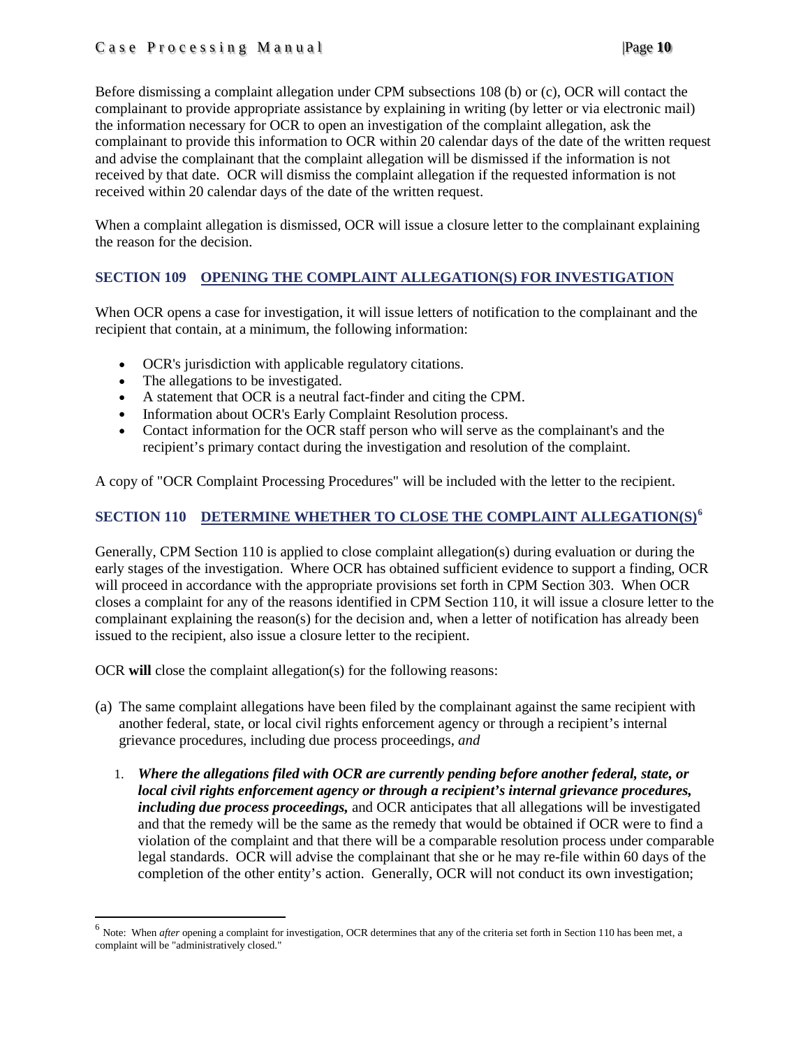Before dismissing a complaint allegation under CPM subsections 108 (b) or (c), OCR will contact the complainant to provide appropriate assistance by explaining in writing (by letter or via electronic mail) the information necessary for OCR to open an investigation of the complaint allegation, ask the complainant to provide this information to OCR within 20 calendar days of the date of the written request and advise the complainant that the complaint allegation will be dismissed if the information is not received by that date. OCR will dismiss the complaint allegation if the requested information is not received within 20 calendar days of the date of the written request.

When a complaint allegation is dismissed, OCR will issue a closure letter to the complainant explaining the reason for the decision.

## SECTION 109 OPENING THE COMPLAINT ALLEGATION(S) FOR INVESTIGATION

When OCR opens a case for investigation, it will issue letters of notification to the complainant and the recipient that contain, at a minimum, the following information:

- OCR's jurisdiction with applicable regulatory citations.
- The allegations to be investigated.
- A statement that OCR is a neutral fact-finder and citing the CPM.
- Information about OCR's Early Complaint Resolution process.
- Contact information for the OCR staff person who will serve as the complainant's and the recipient's primary contact during the investigation and resolution of the complaint.

A copy of "OCR Complaint Processing Procedures" will be included with the letter to the recipient.

## SECTION 110 DETERMINE WHETHER TO CLOSE THE COMPLAINT ALLEGATION(S)[6]

Generally, CPM Section 110 is applied to close complaint allegation(s) during evaluation or during the early stages of the investigation. Where OCR has obtained sufficient evidence to support a finding, OCR will proceed in accordance with the appropriate provisions set forth in CPM Section 303. When OCR closes a complaint for any of the reasons identified in CPM Section 110, it will issue a closure letter to the complainant explaining the reason(s) for the decision and, when a letter of notification has already been issued to the recipient, also issue a closure letter to the recipient.

OCR **will** close the complaint allegation(s) for the following reasons:

(a) The same complaint allegations have been filed by the complainant against the same recipient with another federal, state, or local civil rights enforcement agency or through a recipient's internal grievance procedures, including due process proceedings, *and*

1. ***Where the allegations filed with OCR are currently pending before another federal, state, or local civil rights enforcement agency or through a recipient's internal grievance procedures, including due process proceedings,*** and OCR anticipates that all allegations will be investigated and that the remedy will be the same as the remedy that would be obtained if OCR were to find a violation of the complaint and that there will be a comparable resolution process under comparable legal standards. OCR will advise the complainant that she or he may re-file within 60 days of the completion of the other entity's action. Generally, OCR will not conduct its own investigation;

---

[6] Note: When *after* opening a complaint for investigation, OCR determines that any of the criteria set forth in Section 110 has been met, a complaint will be "administratively closed."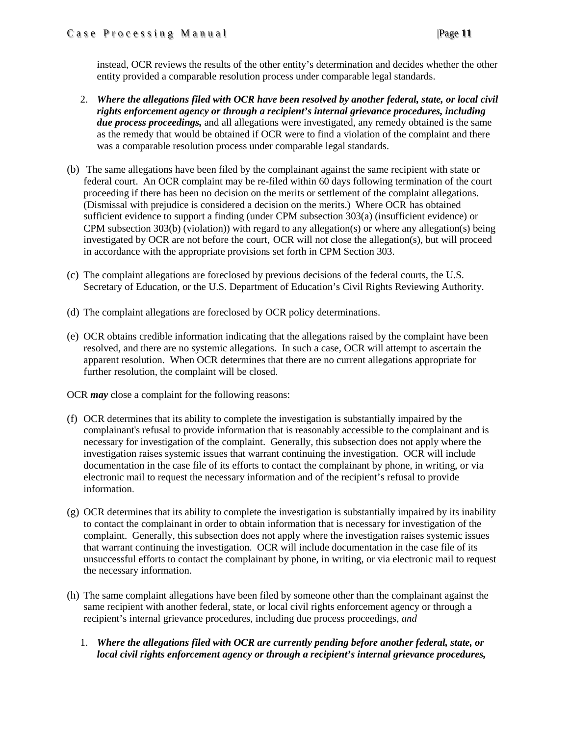instead, OCR reviews the results of the other entity's determination and decides whether the other entity provided a comparable resolution process under comparable legal standards.

2. ***Where the allegations filed with OCR have been resolved by another federal, state, or local civil rights enforcement agency or through a recipient's internal grievance procedures, including due process proceedings,*** and all allegations were investigated, any remedy obtained is the same as the remedy that would be obtained if OCR were to find a violation of the complaint and there was a comparable resolution process under comparable legal standards.

(b) The same allegations have been filed by the complainant against the same recipient with state or federal court. An OCR complaint may be re-filed within 60 days following termination of the court proceeding if there has been no decision on the merits or settlement of the complaint allegations. (Dismissal with prejudice is considered a decision on the merits.) Where OCR has obtained sufficient evidence to support a finding (under CPM subsection 303(a) (insufficient evidence) or CPM subsection 303(b) (violation)) with regard to any allegation(s) or where any allegation(s) being investigated by OCR are not before the court, OCR will not close the allegation(s), but will proceed in accordance with the appropriate provisions set forth in CPM Section 303.

(c) The complaint allegations are foreclosed by previous decisions of the federal courts, the U.S. Secretary of Education, or the U.S. Department of Education's Civil Rights Reviewing Authority.

(d) The complaint allegations are foreclosed by OCR policy determinations.

(e) OCR obtains credible information indicating that the allegations raised by the complaint have been resolved, and there are no systemic allegations. In such a case, OCR will attempt to ascertain the apparent resolution. When OCR determines that there are no current allegations appropriate for further resolution, the complaint will be closed.

OCR ***may*** close a complaint for the following reasons:

(f) OCR determines that its ability to complete the investigation is substantially impaired by the complainant's refusal to provide information that is reasonably accessible to the complainant and is necessary for investigation of the complaint. Generally, this subsection does not apply where the investigation raises systemic issues that warrant continuing the investigation. OCR will include documentation in the case file of its efforts to contact the complainant by phone, in writing, or via electronic mail to request the necessary information and of the recipient's refusal to provide information.

(g) OCR determines that its ability to complete the investigation is substantially impaired by its inability to contact the complainant in order to obtain information that is necessary for investigation of the complaint. Generally, this subsection does not apply where the investigation raises systemic issues that warrant continuing the investigation. OCR will include documentation in the case file of its unsuccessful efforts to contact the complainant by phone, in writing, or via electronic mail to request the necessary information.

(h) The same complaint allegations have been filed by someone other than the complainant against the same recipient with another federal, state, or local civil rights enforcement agency or through a recipient's internal grievance procedures, including due process proceedings, *and*

1. ***Where the allegations filed with OCR are currently pending before another federal, state, or local civil rights enforcement agency or through a recipient's internal grievance procedures,***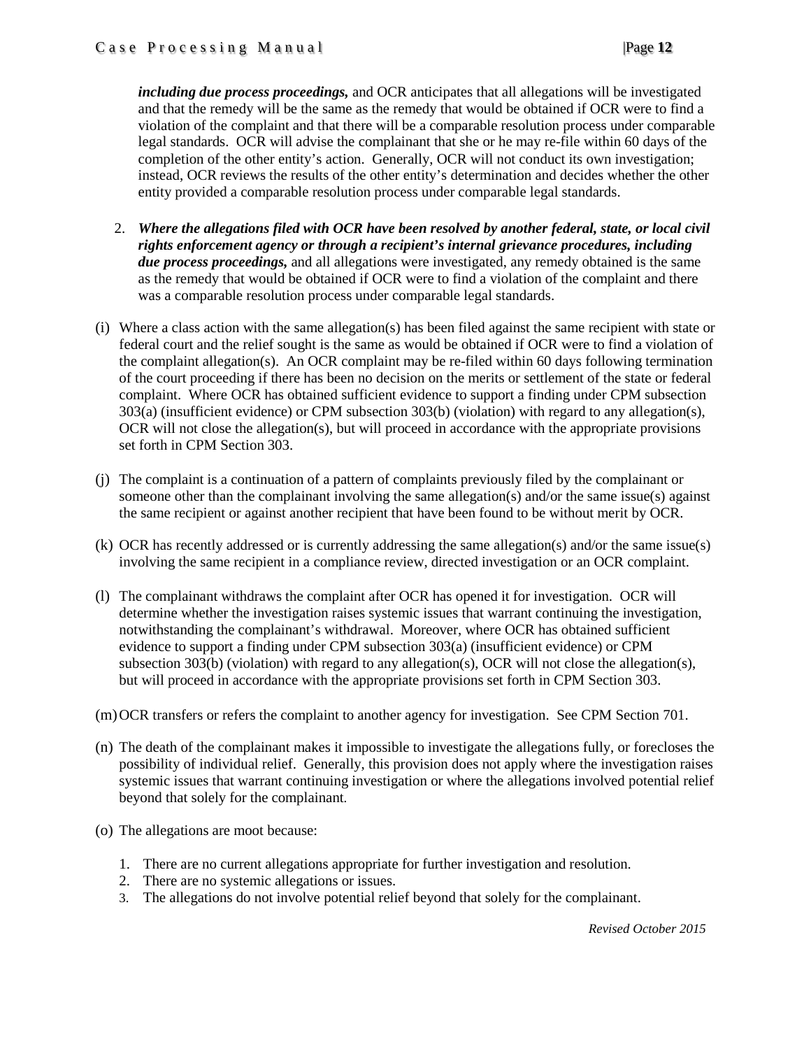***including due process proceedings,*** and OCR anticipates that all allegations will be investigated and that the remedy will be the same as the remedy that would be obtained if OCR were to find a violation of the complaint and that there will be a comparable resolution process under comparable legal standards. OCR will advise the complainant that she or he may re-file within 60 days of the completion of the other entity's action. Generally, OCR will not conduct its own investigation; instead, OCR reviews the results of the other entity's determination and decides whether the other entity provided a comparable resolution process under comparable legal standards.

2. ***Where the allegations filed with OCR have been resolved by another federal, state, or local civil rights enforcement agency or through a recipient's internal grievance procedures, including due process proceedings,*** and all allegations were investigated, any remedy obtained is the same as the remedy that would be obtained if OCR were to find a violation of the complaint and there was a comparable resolution process under comparable legal standards.

(i) Where a class action with the same allegation(s) has been filed against the same recipient with state or federal court and the relief sought is the same as would be obtained if OCR were to find a violation of the complaint allegation(s). An OCR complaint may be re-filed within 60 days following termination of the court proceeding if there has been no decision on the merits or settlement of the state or federal complaint. Where OCR has obtained sufficient evidence to support a finding under CPM subsection 303(a) (insufficient evidence) or CPM subsection 303(b) (violation) with regard to any allegation(s), OCR will not close the allegation(s), but will proceed in accordance with the appropriate provisions set forth in CPM Section 303.

(j) The complaint is a continuation of a pattern of complaints previously filed by the complainant or someone other than the complainant involving the same allegation(s) and/or the same issue(s) against the same recipient or against another recipient that have been found to be without merit by OCR.

(k) OCR has recently addressed or is currently addressing the same allegation(s) and/or the same issue(s) involving the same recipient in a compliance review, directed investigation or an OCR complaint.

(l) The complainant withdraws the complaint after OCR has opened it for investigation. OCR will determine whether the investigation raises systemic issues that warrant continuing the investigation, notwithstanding the complainant's withdrawal. Moreover, where OCR has obtained sufficient evidence to support a finding under CPM subsection 303(a) (insufficient evidence) or CPM subsection 303(b) (violation) with regard to any allegation(s), OCR will not close the allegation(s), but will proceed in accordance with the appropriate provisions set forth in CPM Section 303.

(m) OCR transfers or refers the complaint to another agency for investigation. See CPM Section 701.

(n) The death of the complainant makes it impossible to investigate the allegations fully, or forecloses the possibility of individual relief. Generally, this provision does not apply where the investigation raises systemic issues that warrant continuing investigation or where the allegations involved potential relief beyond that solely for the complainant.

(o) The allegations are moot because:

1. There are no current allegations appropriate for further investigation and resolution.
2. There are no systemic allegations or issues.
3. The allegations do not involve potential relief beyond that solely for the complainant.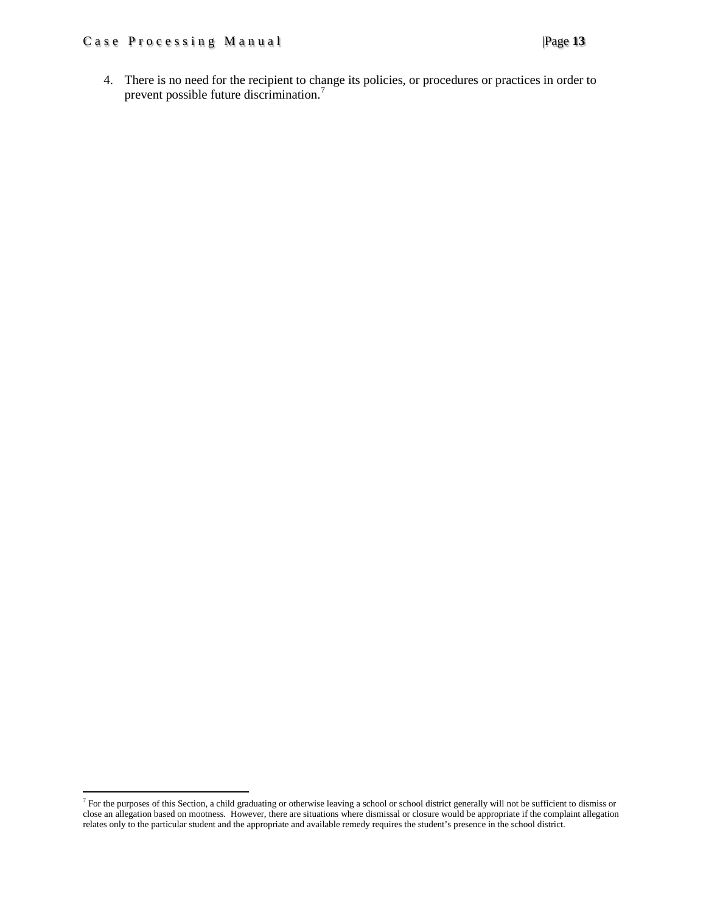4. There is no need for the recipient to change its policies, or procedures or practices in order to prevent possible future discrimination.[7]

[7] For the purposes of this Section, a child graduating or otherwise leaving a school or school district generally will not be sufficient to dismiss or close an allegation based on mootness. However, there are situations where dismissal or closure would be appropriate if the complaint allegation relates only to the particular student and the appropriate and available remedy requires the student's presence in the school district.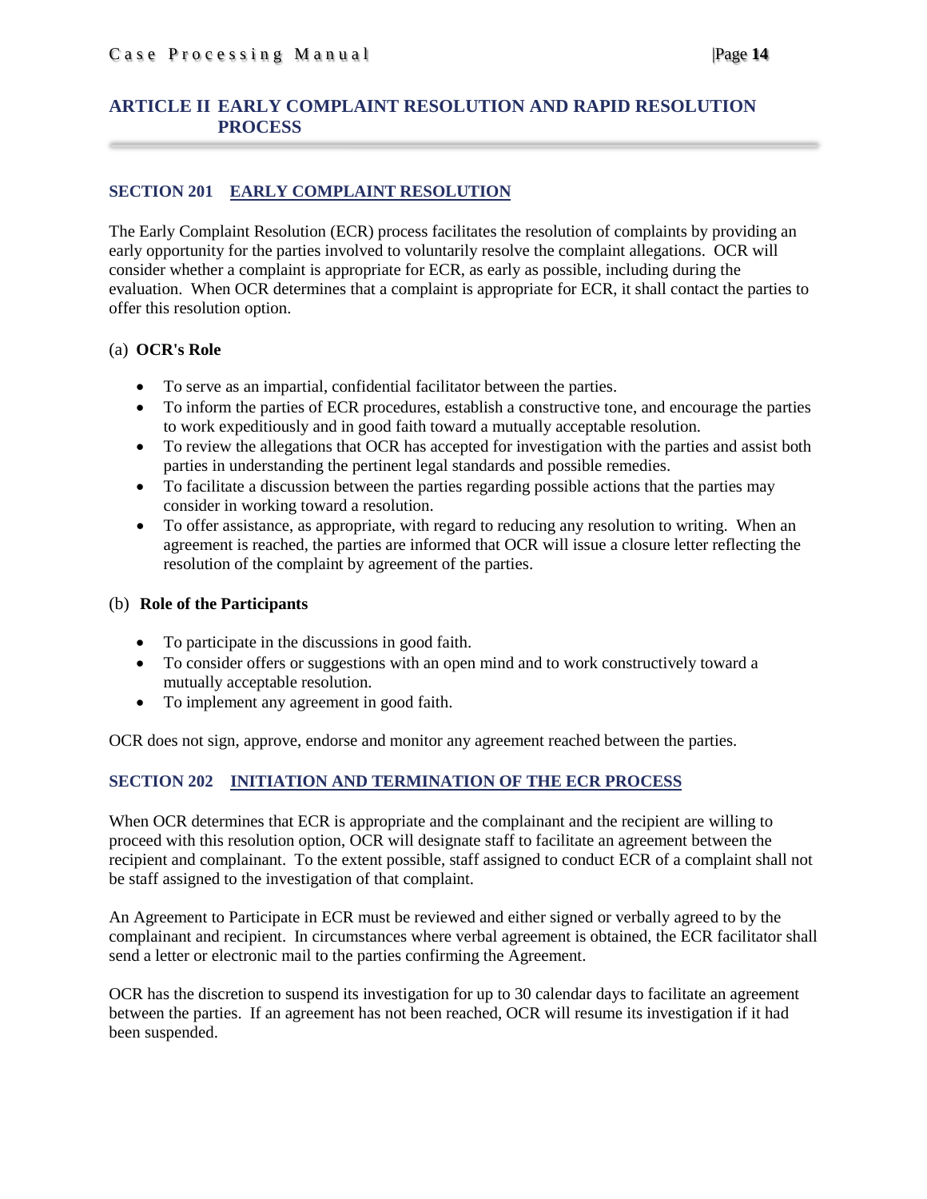# ARTICLE II EARLY COMPLAINT RESOLUTION AND RAPID RESOLUTION PROCESS

## SECTION 201 EARLY COMPLAINT RESOLUTION

The Early Complaint Resolution (ECR) process facilitates the resolution of complaints by providing an early opportunity for the parties involved to voluntarily resolve the complaint allegations. OCR will consider whether a complaint is appropriate for ECR, as early as possible, including during the evaluation. When OCR determines that a complaint is appropriate for ECR, it shall contact the parties to offer this resolution option.

(a) **OCR's Role**

- To serve as an impartial, confidential facilitator between the parties.
- To inform the parties of ECR procedures, establish a constructive tone, and encourage the parties to work expeditiously and in good faith toward a mutually acceptable resolution.
- To review the allegations that OCR has accepted for investigation with the parties and assist both parties in understanding the pertinent legal standards and possible remedies.
- To facilitate a discussion between the parties regarding possible actions that the parties may consider in working toward a resolution.
- To offer assistance, as appropriate, with regard to reducing any resolution to writing. When an agreement is reached, the parties are informed that OCR will issue a closure letter reflecting the resolution of the complaint by agreement of the parties.

(b) **Role of the Participants**

- To participate in the discussions in good faith.
- To consider offers or suggestions with an open mind and to work constructively toward a mutually acceptable resolution.
- To implement any agreement in good faith.

OCR does not sign, approve, endorse and monitor any agreement reached between the parties.

## SECTION 202 INITIATION AND TERMINATION OF THE ECR PROCESS

When OCR determines that ECR is appropriate and the complainant and the recipient are willing to proceed with this resolution option, OCR will designate staff to facilitate an agreement between the recipient and complainant. To the extent possible, staff assigned to conduct ECR of a complaint shall not be staff assigned to the investigation of that complaint.

An Agreement to Participate in ECR must be reviewed and either signed or verbally agreed to by the complainant and recipient. In circumstances where verbal agreement is obtained, the ECR facilitator shall send a letter or electronic mail to the parties confirming the Agreement.

OCR has the discretion to suspend its investigation for up to 30 calendar days to facilitate an agreement between the parties. If an agreement has not been reached, OCR will resume its investigation if it had been suspended.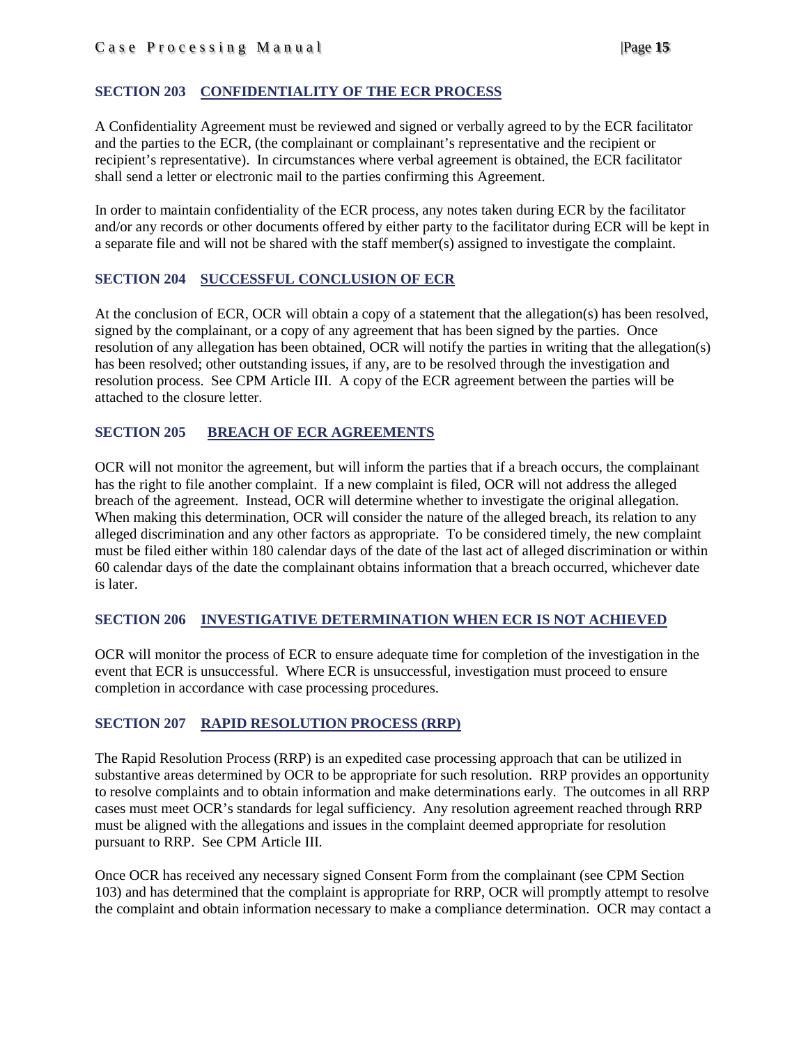## SECTION 203 CONFIDENTIALITY OF THE ECR PROCESS

A Confidentiality Agreement must be reviewed and signed or verbally agreed to by the ECR facilitator and the parties to the ECR, (the complainant or complainant's representative and the recipient or recipient's representative). In circumstances where verbal agreement is obtained, the ECR facilitator shall send a letter or electronic mail to the parties confirming this Agreement.

In order to maintain confidentiality of the ECR process, any notes taken during ECR by the facilitator and/or any records or other documents offered by either party to the facilitator during ECR will be kept in a separate file and will not be shared with the staff member(s) assigned to investigate the complaint.

## SECTION 204 SUCCESSFUL CONCLUSION OF ECR

At the conclusion of ECR, OCR will obtain a copy of a statement that the allegation(s) has been resolved, signed by the complainant, or a copy of any agreement that has been signed by the parties. Once resolution of any allegation has been obtained, OCR will notify the parties in writing that the allegation(s) has been resolved; other outstanding issues, if any, are to be resolved through the investigation and resolution process. See CPM Article III. A copy of the ECR agreement between the parties will be attached to the closure letter.

## SECTION 205 BREACH OF ECR AGREEMENTS

OCR will not monitor the agreement, but will inform the parties that if a breach occurs, the complainant has the right to file another complaint. If a new complaint is filed, OCR will not address the alleged breach of the agreement. Instead, OCR will determine whether to investigate the original allegation. When making this determination, OCR will consider the nature of the alleged breach, its relation to any alleged discrimination and any other factors as appropriate. To be considered timely, the new complaint must be filed either within 180 calendar days of the date of the last act of alleged discrimination or within 60 calendar days of the date the complainant obtains information that a breach occurred, whichever date is later.

## SECTION 206 INVESTIGATIVE DETERMINATION WHEN ECR IS NOT ACHIEVED

OCR will monitor the process of ECR to ensure adequate time for completion of the investigation in the event that ECR is unsuccessful. Where ECR is unsuccessful, investigation must proceed to ensure completion in accordance with case processing procedures.

## SECTION 207 RAPID RESOLUTION PROCESS (RRP)

The Rapid Resolution Process (RRP) is an expedited case processing approach that can be utilized in substantive areas determined by OCR to be appropriate for such resolution. RRP provides an opportunity to resolve complaints and to obtain information and make determinations early. The outcomes in all RRP cases must meet OCR's standards for legal sufficiency. Any resolution agreement reached through RRP must be aligned with the allegations and issues in the complaint deemed appropriate for resolution pursuant to RRP. See CPM Article III.

Once OCR has received any necessary signed Consent Form from the complainant (see CPM Section 103) and has determined that the complaint is appropriate for RRP, OCR will promptly attempt to resolve the complaint and obtain information necessary to make a compliance determination. OCR may contact a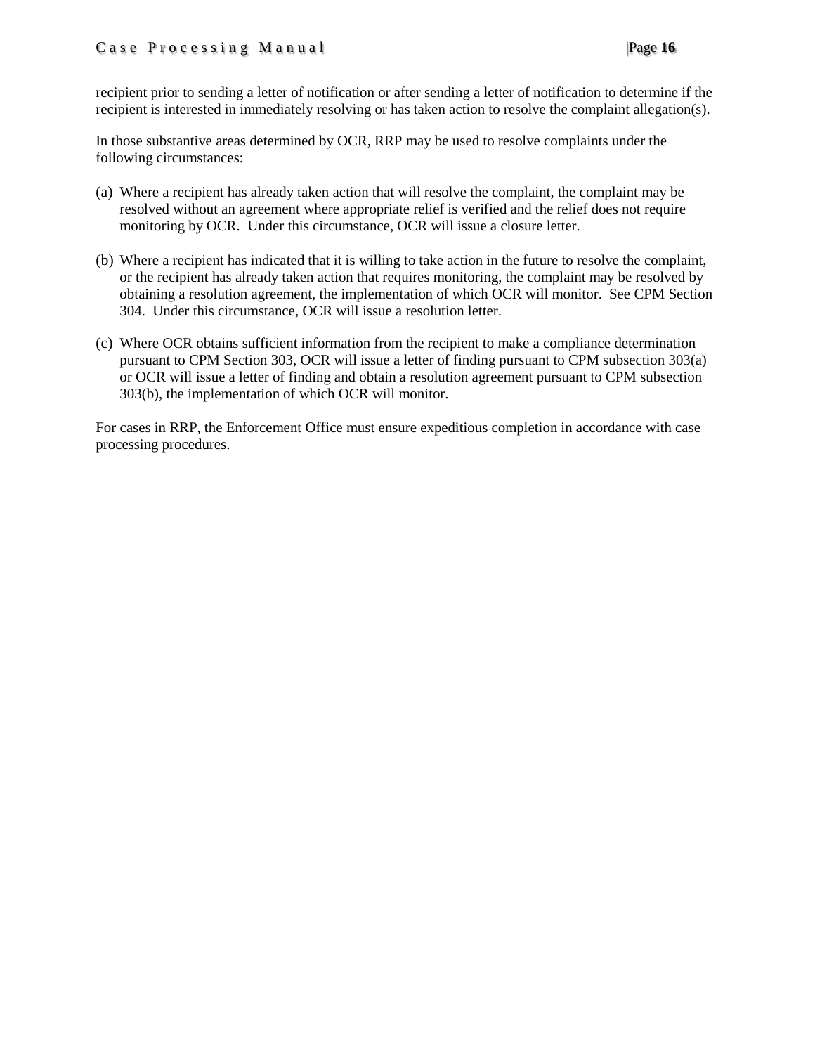recipient prior to sending a letter of notification or after sending a letter of notification to determine if the recipient is interested in immediately resolving or has taken action to resolve the complaint allegation(s).

In those substantive areas determined by OCR, RRP may be used to resolve complaints under the following circumstances:

(a) Where a recipient has already taken action that will resolve the complaint, the complaint may be resolved without an agreement where appropriate relief is verified and the relief does not require monitoring by OCR. Under this circumstance, OCR will issue a closure letter.

(b) Where a recipient has indicated that it is willing to take action in the future to resolve the complaint, or the recipient has already taken action that requires monitoring, the complaint may be resolved by obtaining a resolution agreement, the implementation of which OCR will monitor. See CPM Section 304. Under this circumstance, OCR will issue a resolution letter.

(c) Where OCR obtains sufficient information from the recipient to make a compliance determination pursuant to CPM Section 303, OCR will issue a letter of finding pursuant to CPM subsection 303(a) or OCR will issue a letter of finding and obtain a resolution agreement pursuant to CPM subsection 303(b), the implementation of which OCR will monitor.

For cases in RRP, the Enforcement Office must ensure expeditious completion in accordance with case processing procedures.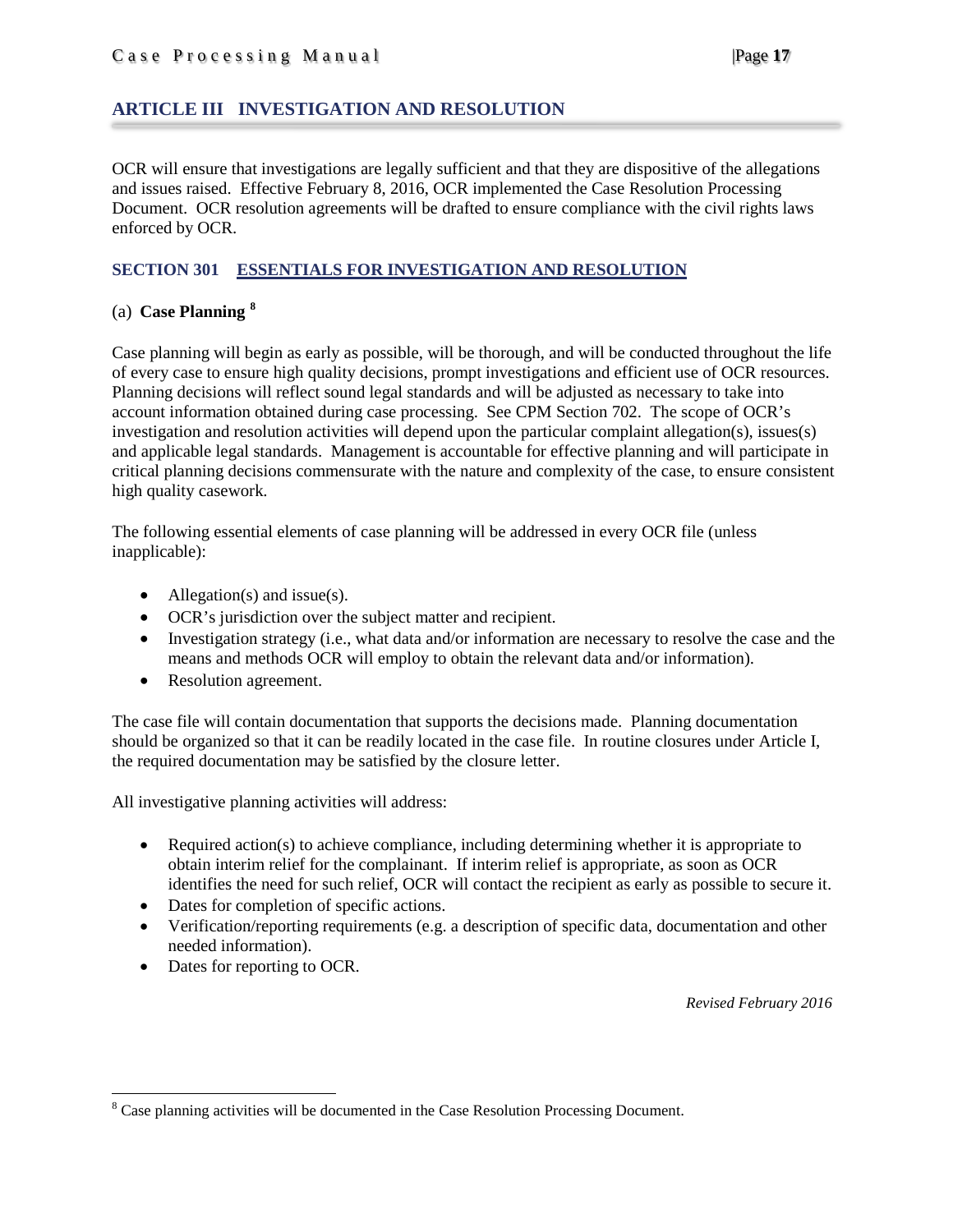## ARTICLE III INVESTIGATION AND RESOLUTION

OCR will ensure that investigations are legally sufficient and that they are dispositive of the allegations and issues raised. Effective February 8, 2016, OCR implemented the Case Resolution Processing Document. OCR resolution agreements will be drafted to ensure compliance with the civil rights laws enforced by OCR.

### SECTION 301 ESSENTIALS FOR INVESTIGATION AND RESOLUTION

(a) **Case Planning** [8]

Case planning will begin as early as possible, will be thorough, and will be conducted throughout the life of every case to ensure high quality decisions, prompt investigations and efficient use of OCR resources. Planning decisions will reflect sound legal standards and will be adjusted as necessary to take into account information obtained during case processing. See CPM Section 702. The scope of OCR's investigation and resolution activities will depend upon the particular complaint allegation(s), issues(s) and applicable legal standards. Management is accountable for effective planning and will participate in critical planning decisions commensurate with the nature and complexity of the case, to ensure consistent high quality casework.

The following essential elements of case planning will be addressed in every OCR file (unless inapplicable):

- Allegation(s) and issue(s).
- OCR's jurisdiction over the subject matter and recipient.
- Investigation strategy (i.e., what data and/or information are necessary to resolve the case and the means and methods OCR will employ to obtain the relevant data and/or information).
- Resolution agreement.

The case file will contain documentation that supports the decisions made. Planning documentation should be organized so that it can be readily located in the case file. In routine closures under Article I, the required documentation may be satisfied by the closure letter.

All investigative planning activities will address:

- Required action(s) to achieve compliance, including determining whether it is appropriate to obtain interim relief for the complainant. If interim relief is appropriate, as soon as OCR identifies the need for such relief, OCR will contact the recipient as early as possible to secure it.
- Dates for completion of specific actions.
- Verification/reporting requirements (e.g. a description of specific data, documentation and other needed information).
- Dates for reporting to OCR.

*Revised February 2016*

[8] Case planning activities will be documented in the Case Resolution Processing Document.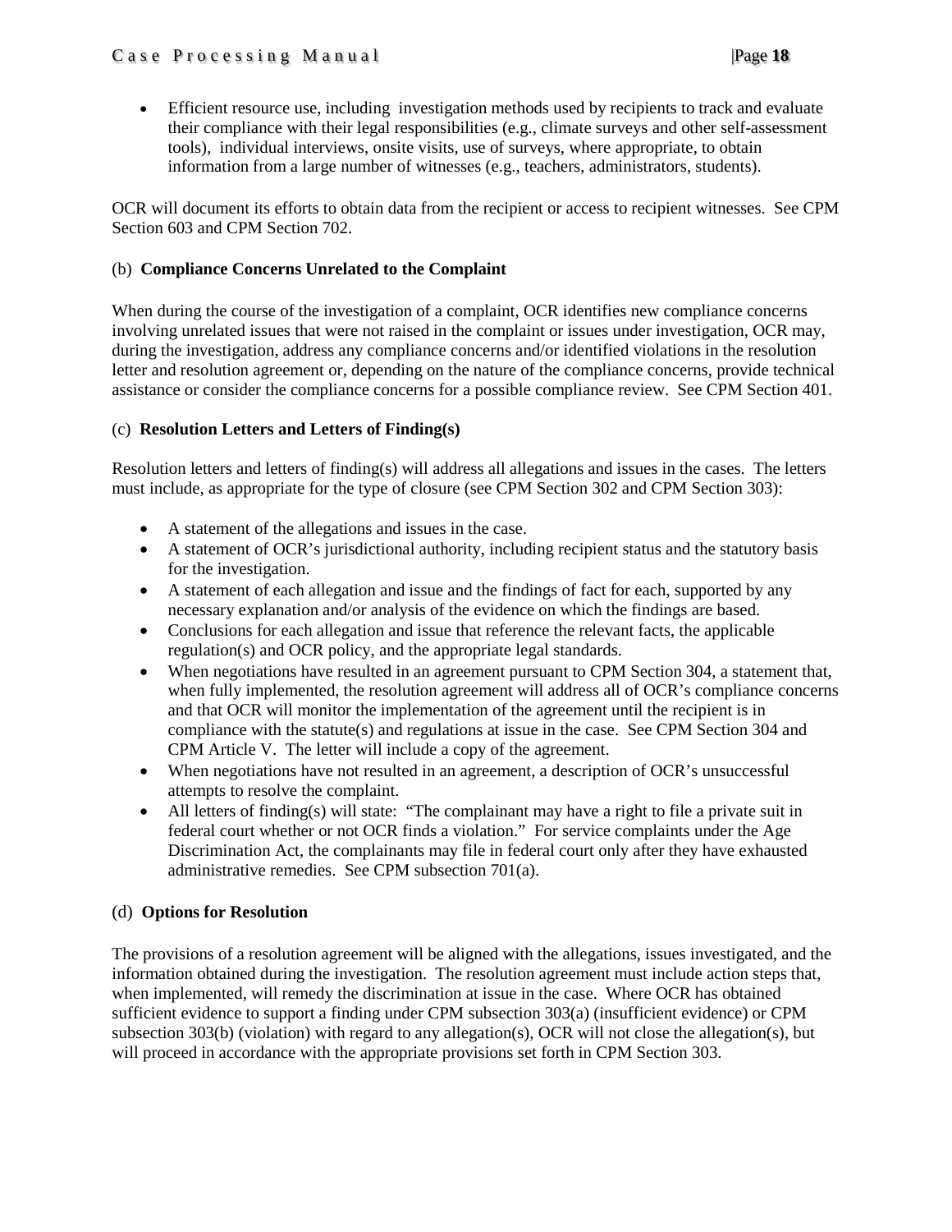- Efficient resource use, including investigation methods used by recipients to track and evaluate their compliance with their legal responsibilities (e.g., climate surveys and other self-assessment tools), individual interviews, onsite visits, use of surveys, where appropriate, to obtain information from a large number of witnesses (e.g., teachers, administrators, students).

OCR will document its efforts to obtain data from the recipient or access to recipient witnesses. See CPM Section 603 and CPM Section 702.

(b) **Compliance Concerns Unrelated to the Complaint**

When during the course of the investigation of a complaint, OCR identifies new compliance concerns involving unrelated issues that were not raised in the complaint or issues under investigation, OCR may, during the investigation, address any compliance concerns and/or identified violations in the resolution letter and resolution agreement or, depending on the nature of the compliance concerns, provide technical assistance or consider the compliance concerns for a possible compliance review. See CPM Section 401.

(c) **Resolution Letters and Letters of Finding(s)**

Resolution letters and letters of finding(s) will address all allegations and issues in the cases. The letters must include, as appropriate for the type of closure (see CPM Section 302 and CPM Section 303):

- A statement of the allegations and issues in the case.
- A statement of OCR's jurisdictional authority, including recipient status and the statutory basis for the investigation.
- A statement of each allegation and issue and the findings of fact for each, supported by any necessary explanation and/or analysis of the evidence on which the findings are based.
- Conclusions for each allegation and issue that reference the relevant facts, the applicable regulation(s) and OCR policy, and the appropriate legal standards.
- When negotiations have resulted in an agreement pursuant to CPM Section 304, a statement that, when fully implemented, the resolution agreement will address all of OCR's compliance concerns and that OCR will monitor the implementation of the agreement until the recipient is in compliance with the statute(s) and regulations at issue in the case. See CPM Section 304 and CPM Article V. The letter will include a copy of the agreement.
- When negotiations have not resulted in an agreement, a description of OCR's unsuccessful attempts to resolve the complaint.
- All letters of finding(s) will state: "The complainant may have a right to file a private suit in federal court whether or not OCR finds a violation." For service complaints under the Age Discrimination Act, the complainants may file in federal court only after they have exhausted administrative remedies. See CPM subsection 701(a).

(d) **Options for Resolution**

The provisions of a resolution agreement will be aligned with the allegations, issues investigated, and the information obtained during the investigation. The resolution agreement must include action steps that, when implemented, will remedy the discrimination at issue in the case. Where OCR has obtained sufficient evidence to support a finding under CPM subsection 303(a) (insufficient evidence) or CPM subsection 303(b) (violation) with regard to any allegation(s), OCR will not close the allegation(s), but will proceed in accordance with the appropriate provisions set forth in CPM Section 303.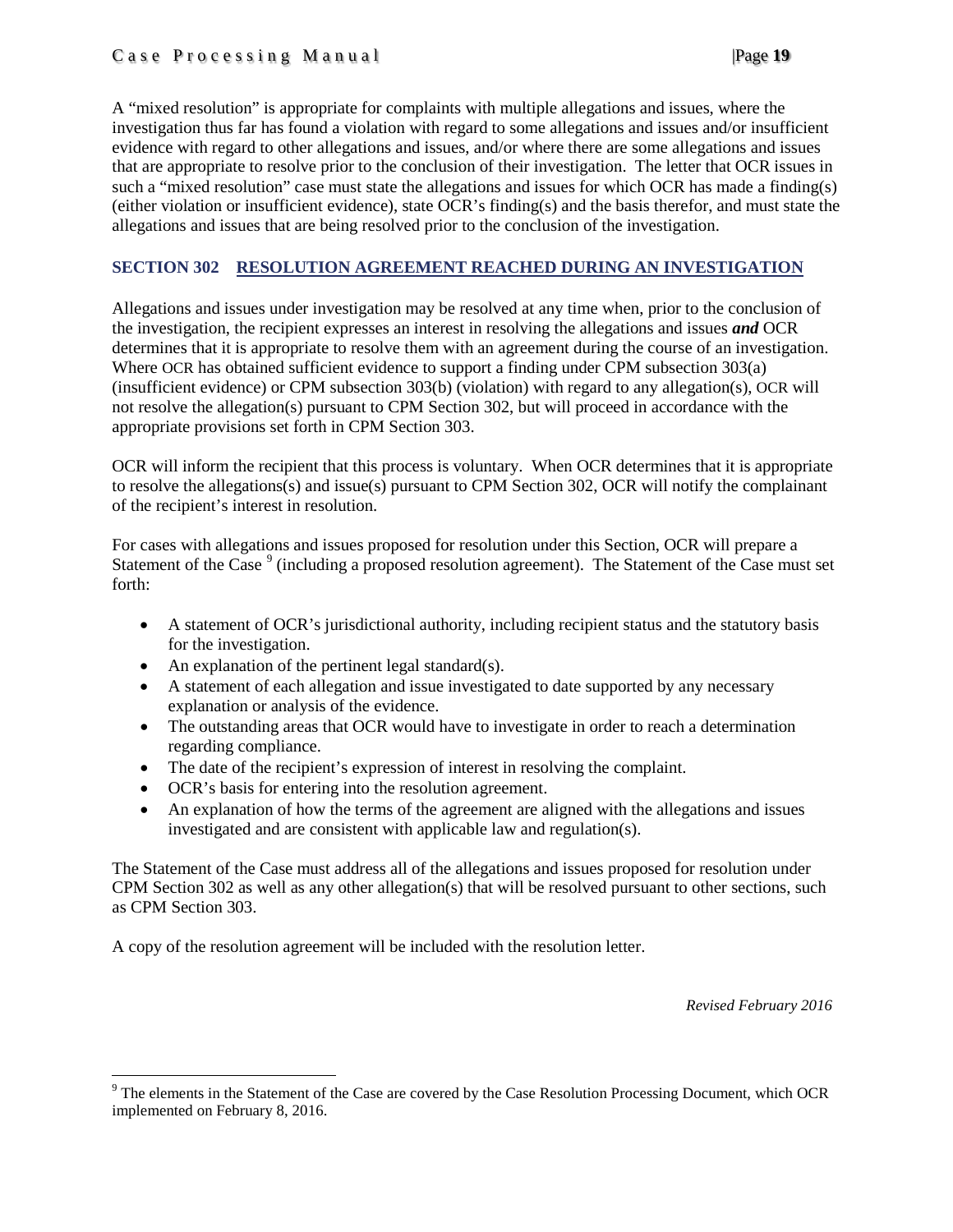A "mixed resolution" is appropriate for complaints with multiple allegations and issues, where the investigation thus far has found a violation with regard to some allegations and issues and/or insufficient evidence with regard to other allegations and issues, and/or where there are some allegations and issues that are appropriate to resolve prior to the conclusion of their investigation. The letter that OCR issues in such a "mixed resolution" case must state the allegations and issues for which OCR has made a finding(s) (either violation or insufficient evidence), state OCR's finding(s) and the basis therefor, and must state the allegations and issues that are being resolved prior to the conclusion of the investigation.

## SECTION 302 RESOLUTION AGREEMENT REACHED DURING AN INVESTIGATION

Allegations and issues under investigation may be resolved at any time when, prior to the conclusion of the investigation, the recipient expresses an interest in resolving the allegations and issues ***and*** OCR determines that it is appropriate to resolve them with an agreement during the course of an investigation. Where OCR has obtained sufficient evidence to support a finding under CPM subsection 303(a) (insufficient evidence) or CPM subsection 303(b) (violation) with regard to any allegation(s), OCR will not resolve the allegation(s) pursuant to CPM Section 302, but will proceed in accordance with the appropriate provisions set forth in CPM Section 303.

OCR will inform the recipient that this process is voluntary. When OCR determines that it is appropriate to resolve the allegations(s) and issue(s) pursuant to CPM Section 302, OCR will notify the complainant of the recipient's interest in resolution.

For cases with allegations and issues proposed for resolution under this Section, OCR will prepare a Statement of the Case [9] (including a proposed resolution agreement). The Statement of the Case must set forth:

- A statement of OCR's jurisdictional authority, including recipient status and the statutory basis for the investigation.
- An explanation of the pertinent legal standard(s).
- A statement of each allegation and issue investigated to date supported by any necessary explanation or analysis of the evidence.
- The outstanding areas that OCR would have to investigate in order to reach a determination regarding compliance.
- The date of the recipient's expression of interest in resolving the complaint.
- OCR's basis for entering into the resolution agreement.
- An explanation of how the terms of the agreement are aligned with the allegations and issues investigated and are consistent with applicable law and regulation(s).

The Statement of the Case must address all of the allegations and issues proposed for resolution under CPM Section 302 as well as any other allegation(s) that will be resolved pursuant to other sections, such as CPM Section 303.

A copy of the resolution agreement will be included with the resolution letter.

*Revised February 2016*

[9] The elements in the Statement of the Case are covered by the Case Resolution Processing Document, which OCR implemented on February 8, 2016.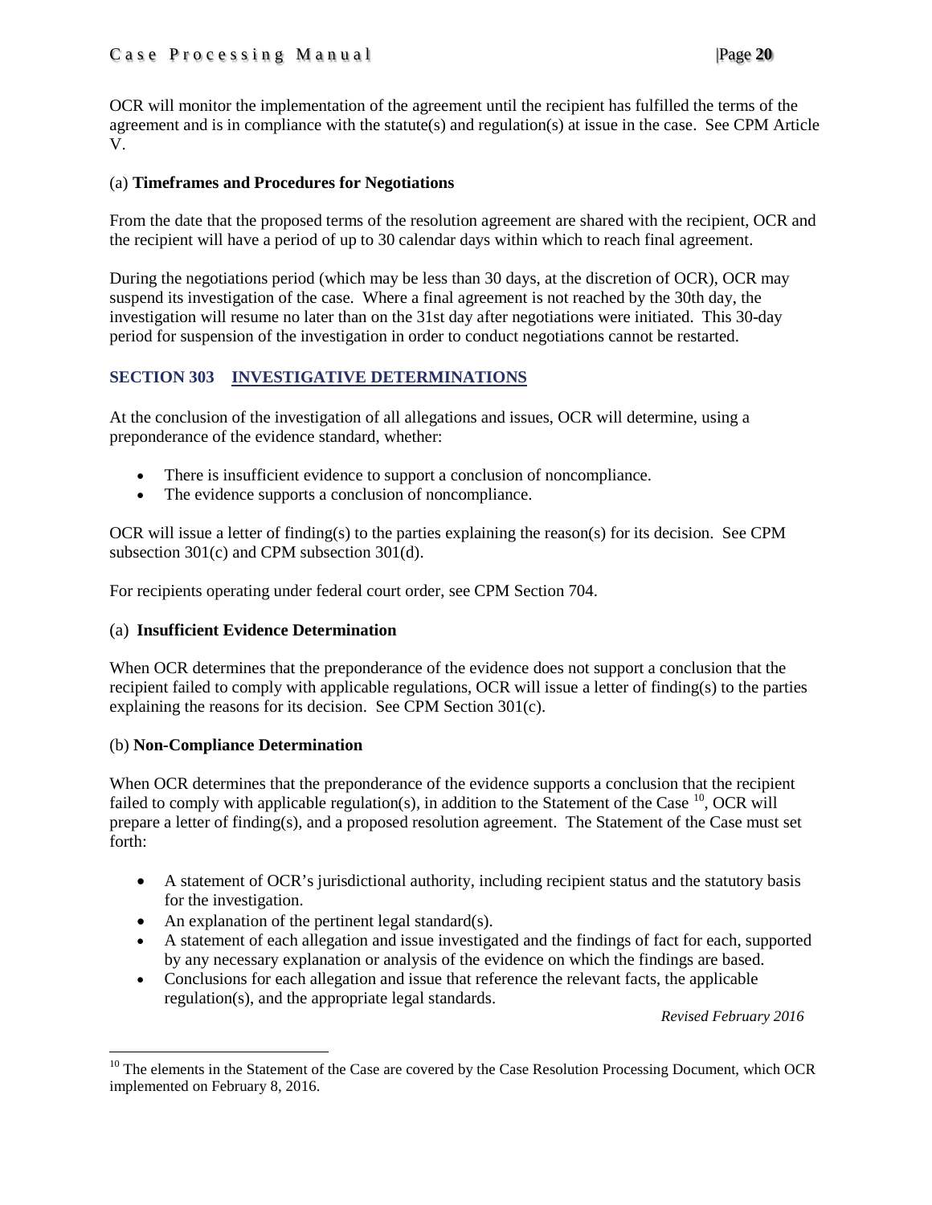OCR will monitor the implementation of the agreement until the recipient has fulfilled the terms of the agreement and is in compliance with the statute(s) and regulation(s) at issue in the case. See CPM Article V.

(a) **Timeframes and Procedures for Negotiations**

From the date that the proposed terms of the resolution agreement are shared with the recipient, OCR and the recipient will have a period of up to 30 calendar days within which to reach final agreement.

During the negotiations period (which may be less than 30 days, at the discretion of OCR), OCR may suspend its investigation of the case. Where a final agreement is not reached by the 30th day, the investigation will resume no later than on the 31st day after negotiations were initiated. This 30-day period for suspension of the investigation in order to conduct negotiations cannot be restarted.

## SECTION 303 INVESTIGATIVE DETERMINATIONS

At the conclusion of the investigation of all allegations and issues, OCR will determine, using a preponderance of the evidence standard, whether:

- There is insufficient evidence to support a conclusion of noncompliance.
- The evidence supports a conclusion of noncompliance.

OCR will issue a letter of finding(s) to the parties explaining the reason(s) for its decision. See CPM subsection 301(c) and CPM subsection 301(d).

For recipients operating under federal court order, see CPM Section 704.

(a) **Insufficient Evidence Determination**

When OCR determines that the preponderance of the evidence does not support a conclusion that the recipient failed to comply with applicable regulations, OCR will issue a letter of finding(s) to the parties explaining the reasons for its decision. See CPM Section 301(c).

(b) **Non-Compliance Determination**

When OCR determines that the preponderance of the evidence supports a conclusion that the recipient failed to comply with applicable regulation(s), in addition to the Statement of the Case [10], OCR will prepare a letter of finding(s), and a proposed resolution agreement. The Statement of the Case must set forth:

- A statement of OCR's jurisdictional authority, including recipient status and the statutory basis for the investigation.
- An explanation of the pertinent legal standard(s).
- A statement of each allegation and issue investigated and the findings of fact for each, supported by any necessary explanation or analysis of the evidence on which the findings are based.
- Conclusions for each allegation and issue that reference the relevant facts, the applicable regulation(s), and the appropriate legal standards.

*Revised February 2016*

[10] The elements in the Statement of the Case are covered by the Case Resolution Processing Document, which OCR implemented on February 8, 2016.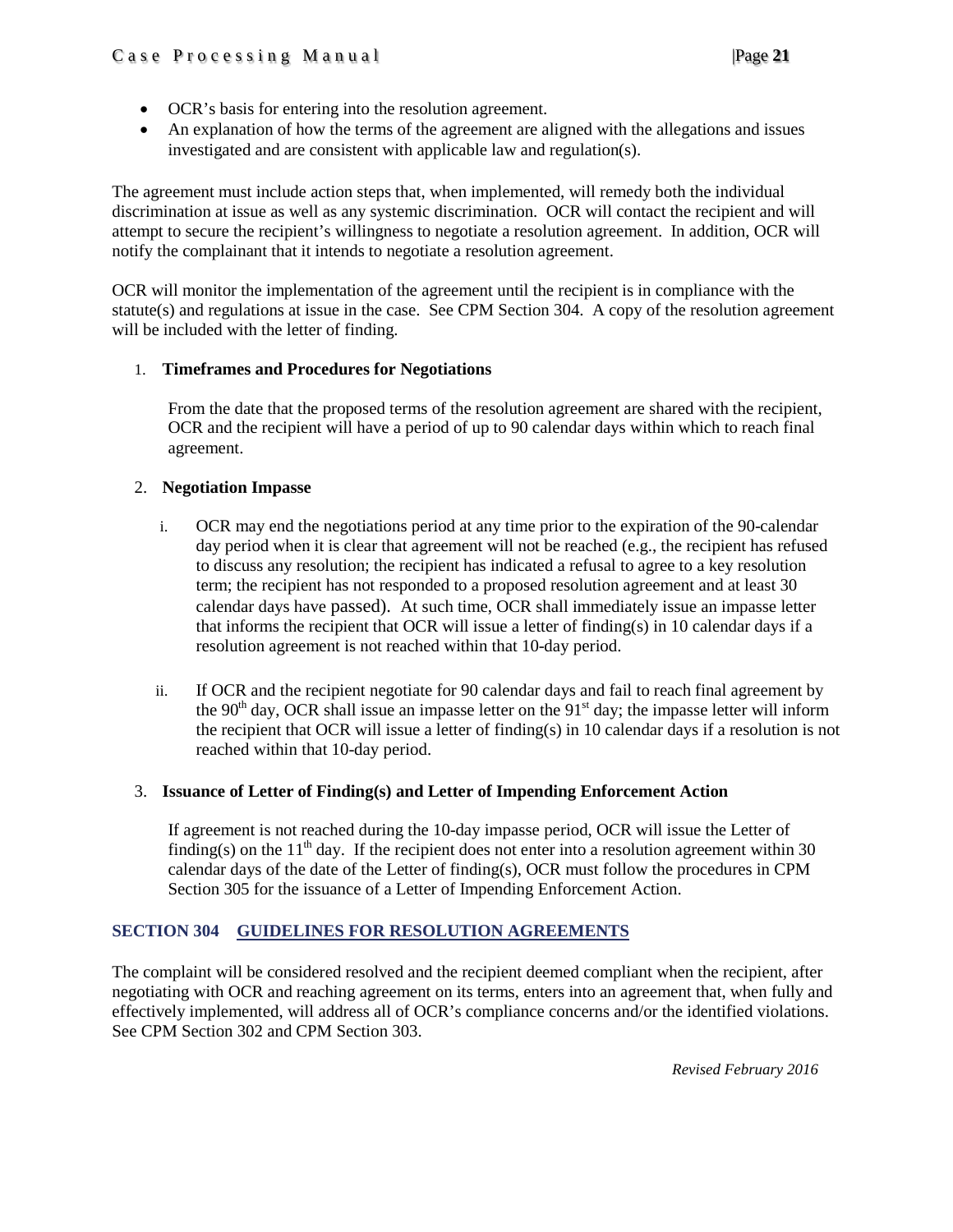- OCR's basis for entering into the resolution agreement.
- An explanation of how the terms of the agreement are aligned with the allegations and issues investigated and are consistent with applicable law and regulation(s).

The agreement must include action steps that, when implemented, will remedy both the individual discrimination at issue as well as any systemic discrimination. OCR will contact the recipient and will attempt to secure the recipient's willingness to negotiate a resolution agreement. In addition, OCR will notify the complainant that it intends to negotiate a resolution agreement.

OCR will monitor the implementation of the agreement until the recipient is in compliance with the statute(s) and regulations at issue in the case. See CPM Section 304. A copy of the resolution agreement will be included with the letter of finding.

1. **Timeframes and Procedures for Negotiations**

   From the date that the proposed terms of the resolution agreement are shared with the recipient, OCR and the recipient will have a period of up to 90 calendar days within which to reach final agreement.

2. **Negotiation Impasse**

   i. OCR may end the negotiations period at any time prior to the expiration of the 90-calendar day period when it is clear that agreement will not be reached (e.g., the recipient has refused to discuss any resolution; the recipient has indicated a refusal to agree to a key resolution term; the recipient has not responded to a proposed resolution agreement and at least 30 calendar days have passed). At such time, OCR shall immediately issue an impasse letter that informs the recipient that OCR will issue a letter of finding(s) in 10 calendar days if a resolution agreement is not reached within that 10-day period.

   ii. If OCR and the recipient negotiate for 90 calendar days and fail to reach final agreement by the 90th day, OCR shall issue an impasse letter on the 91st day; the impasse letter will inform the recipient that OCR will issue a letter of finding(s) in 10 calendar days if a resolution is not reached within that 10-day period.

3. **Issuance of Letter of Finding(s) and Letter of Impending Enforcement Action**

   If agreement is not reached during the 10-day impasse period, OCR will issue the Letter of finding(s) on the 11th day. If the recipient does not enter into a resolution agreement within 30 calendar days of the date of the Letter of finding(s), OCR must follow the procedures in CPM Section 305 for the issuance of a Letter of Impending Enforcement Action.

## SECTION 304 GUIDELINES FOR RESOLUTION AGREEMENTS

The complaint will be considered resolved and the recipient deemed compliant when the recipient, after negotiating with OCR and reaching agreement on its terms, enters into an agreement that, when fully and effectively implemented, will address all of OCR's compliance concerns and/or the identified violations. See CPM Section 302 and CPM Section 303.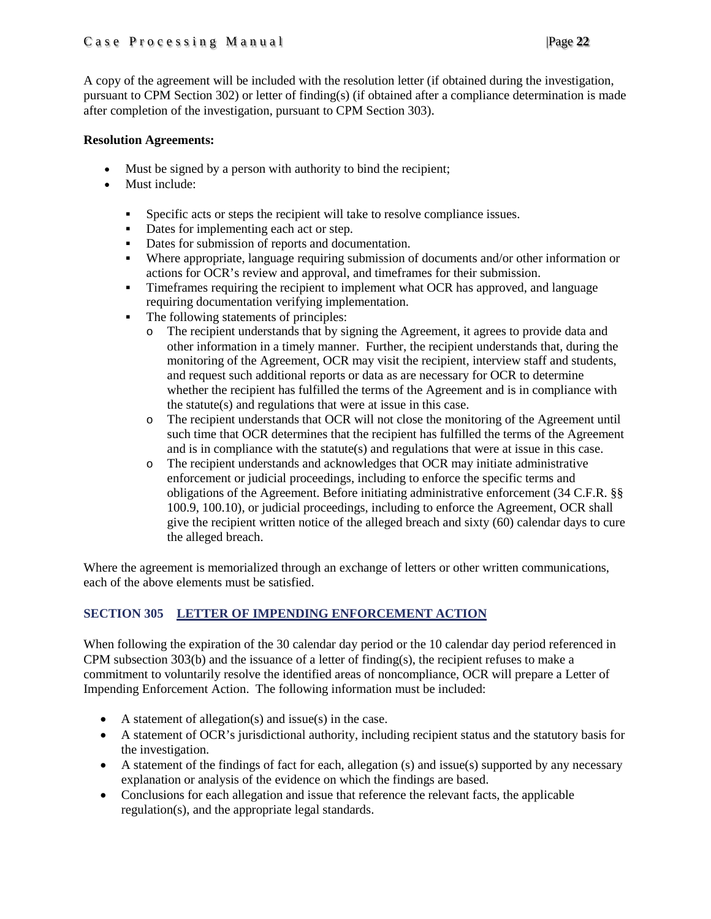A copy of the agreement will be included with the resolution letter (if obtained during the investigation, pursuant to CPM Section 302) or letter of finding(s) (if obtained after a compliance determination is made after completion of the investigation, pursuant to CPM Section 303).

**Resolution Agreements:**

- Must be signed by a person with authority to bind the recipient;
- Must include:
  - Specific acts or steps the recipient will take to resolve compliance issues.
  - Dates for implementing each act or step.
  - Dates for submission of reports and documentation.
  - Where appropriate, language requiring submission of documents and/or other information or actions for OCR's review and approval, and timeframes for their submission.
  - Timeframes requiring the recipient to implement what OCR has approved, and language requiring documentation verifying implementation.
  - The following statements of principles:
    - The recipient understands that by signing the Agreement, it agrees to provide data and other information in a timely manner. Further, the recipient understands that, during the monitoring of the Agreement, OCR may visit the recipient, interview staff and students, and request such additional reports or data as are necessary for OCR to determine whether the recipient has fulfilled the terms of the Agreement and is in compliance with the statute(s) and regulations that were at issue in this case.
    - The recipient understands that OCR will not close the monitoring of the Agreement until such time that OCR determines that the recipient has fulfilled the terms of the Agreement and is in compliance with the statute(s) and regulations that were at issue in this case.
    - The recipient understands and acknowledges that OCR may initiate administrative enforcement or judicial proceedings, including to enforce the specific terms and obligations of the Agreement. Before initiating administrative enforcement (34 C.F.R. §§ 100.9, 100.10), or judicial proceedings, including to enforce the Agreement, OCR shall give the recipient written notice of the alleged breach and sixty (60) calendar days to cure the alleged breach.

Where the agreement is memorialized through an exchange of letters or other written communications, each of the above elements must be satisfied.

## SECTION 305 LETTER OF IMPENDING ENFORCEMENT ACTION

When following the expiration of the 30 calendar day period or the 10 calendar day period referenced in CPM subsection 303(b) and the issuance of a letter of finding(s), the recipient refuses to make a commitment to voluntarily resolve the identified areas of noncompliance, OCR will prepare a Letter of Impending Enforcement Action. The following information must be included:

- A statement of allegation(s) and issue(s) in the case.
- A statement of OCR's jurisdictional authority, including recipient status and the statutory basis for the investigation.
- A statement of the findings of fact for each, allegation (s) and issue(s) supported by any necessary explanation or analysis of the evidence on which the findings are based.
- Conclusions for each allegation and issue that reference the relevant facts, the applicable regulation(s), and the appropriate legal standards.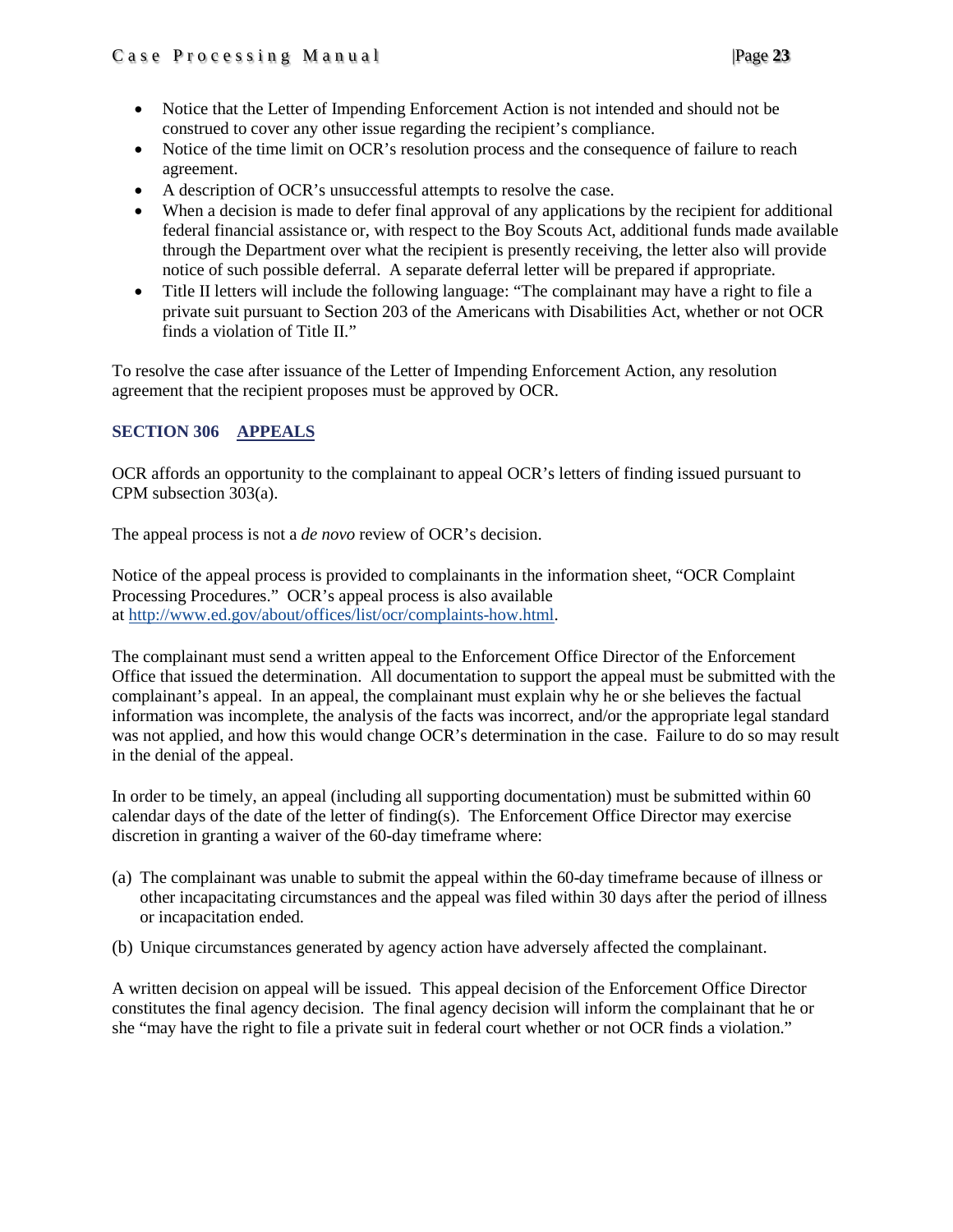- Notice that the Letter of Impending Enforcement Action is not intended and should not be construed to cover any other issue regarding the recipient's compliance.
- Notice of the time limit on OCR's resolution process and the consequence of failure to reach agreement.
- A description of OCR's unsuccessful attempts to resolve the case.
- When a decision is made to defer final approval of any applications by the recipient for additional federal financial assistance or, with respect to the Boy Scouts Act, additional funds made available through the Department over what the recipient is presently receiving, the letter also will provide notice of such possible deferral. A separate deferral letter will be prepared if appropriate.
- Title II letters will include the following language: "The complainant may have a right to file a private suit pursuant to Section 203 of the Americans with Disabilities Act, whether or not OCR finds a violation of Title II."

To resolve the case after issuance of the Letter of Impending Enforcement Action, any resolution agreement that the recipient proposes must be approved by OCR.

## SECTION 306 APPEALS

OCR affords an opportunity to the complainant to appeal OCR's letters of finding issued pursuant to CPM subsection 303(a).

The appeal process is not a *de novo* review of OCR's decision.

Notice of the appeal process is provided to complainants in the information sheet, "OCR Complaint Processing Procedures." OCR's appeal process is also available at [http://www.ed.gov/about/offices/list/ocr/complaints-how.html](http://www.ed.gov/about/offices/list/ocr/complaints-how.html).

The complainant must send a written appeal to the Enforcement Office Director of the Enforcement Office that issued the determination. All documentation to support the appeal must be submitted with the complainant's appeal. In an appeal, the complainant must explain why he or she believes the factual information was incomplete, the analysis of the facts was incorrect, and/or the appropriate legal standard was not applied, and how this would change OCR's determination in the case. Failure to do so may result in the denial of the appeal.

In order to be timely, an appeal (including all supporting documentation) must be submitted within 60 calendar days of the date of the letter of finding(s). The Enforcement Office Director may exercise discretion in granting a waiver of the 60-day timeframe where:

(a) The complainant was unable to submit the appeal within the 60-day timeframe because of illness or other incapacitating circumstances and the appeal was filed within 30 days after the period of illness or incapacitation ended.

(b) Unique circumstances generated by agency action have adversely affected the complainant.

A written decision on appeal will be issued. This appeal decision of the Enforcement Office Director constitutes the final agency decision. The final agency decision will inform the complainant that he or she "may have the right to file a private suit in federal court whether or not OCR finds a violation."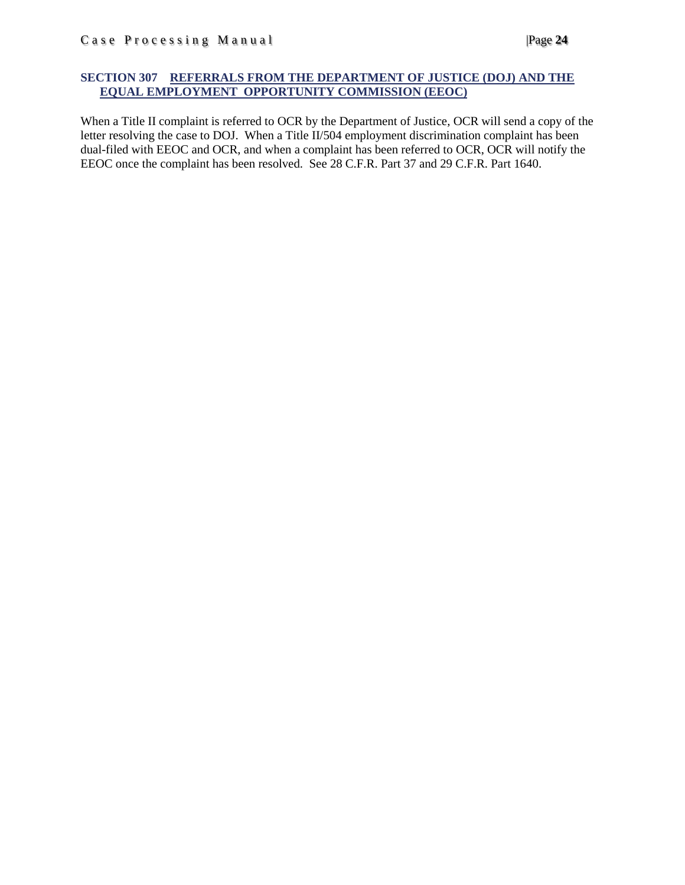## SECTION 307 REFERRALS FROM THE DEPARTMENT OF JUSTICE (DOJ) AND THE EQUAL EMPLOYMENT OPPORTUNITY COMMISSION (EEOC)

When a Title II complaint is referred to OCR by the Department of Justice, OCR will send a copy of the letter resolving the case to DOJ. When a Title II/504 employment discrimination complaint has been dual-filed with EEOC and OCR, and when a complaint has been referred to OCR, OCR will notify the EEOC once the complaint has been resolved. See 28 C.F.R. Part 37 and 29 C.F.R. Part 1640.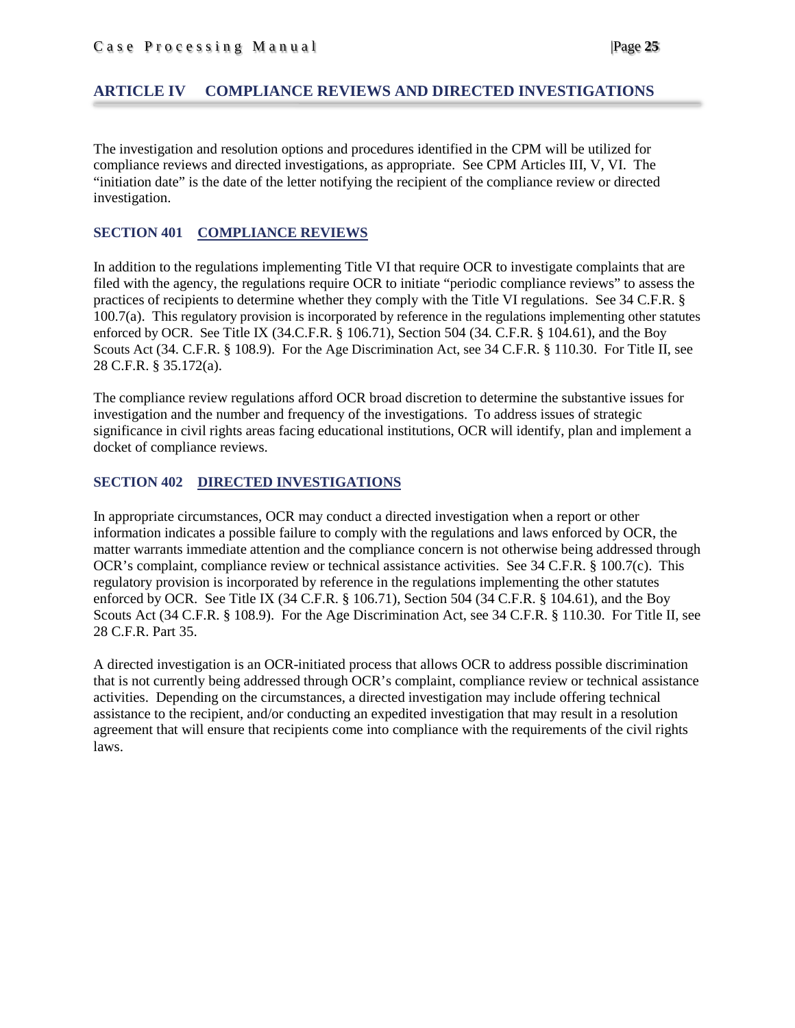## ARTICLE IV COMPLIANCE REVIEWS AND DIRECTED INVESTIGATIONS

The investigation and resolution options and procedures identified in the CPM will be utilized for compliance reviews and directed investigations, as appropriate. See CPM Articles III, V, VI. The "initiation date" is the date of the letter notifying the recipient of the compliance review or directed investigation.

### SECTION 401 COMPLIANCE REVIEWS

In addition to the regulations implementing Title VI that require OCR to investigate complaints that are filed with the agency, the regulations require OCR to initiate "periodic compliance reviews" to assess the practices of recipients to determine whether they comply with the Title VI regulations. See 34 C.F.R. § 100.7(a). This regulatory provision is incorporated by reference in the regulations implementing other statutes enforced by OCR. See Title IX (34.C.F.R. § 106.71), Section 504 (34. C.F.R. § 104.61), and the Boy Scouts Act (34. C.F.R. § 108.9). For the Age Discrimination Act, see 34 C.F.R. § 110.30. For Title II, see 28 C.F.R. § 35.172(a).

The compliance review regulations afford OCR broad discretion to determine the substantive issues for investigation and the number and frequency of the investigations. To address issues of strategic significance in civil rights areas facing educational institutions, OCR will identify, plan and implement a docket of compliance reviews.

### SECTION 402 DIRECTED INVESTIGATIONS

In appropriate circumstances, OCR may conduct a directed investigation when a report or other information indicates a possible failure to comply with the regulations and laws enforced by OCR, the matter warrants immediate attention and the compliance concern is not otherwise being addressed through OCR's complaint, compliance review or technical assistance activities. See 34 C.F.R. § 100.7(c). This regulatory provision is incorporated by reference in the regulations implementing the other statutes enforced by OCR. See Title IX (34 C.F.R. § 106.71), Section 504 (34 C.F.R. § 104.61), and the Boy Scouts Act (34 C.F.R. § 108.9). For the Age Discrimination Act, see 34 C.F.R. § 110.30. For Title II, see 28 C.F.R. Part 35.

A directed investigation is an OCR-initiated process that allows OCR to address possible discrimination that is not currently being addressed through OCR's complaint, compliance review or technical assistance activities. Depending on the circumstances, a directed investigation may include offering technical assistance to the recipient, and/or conducting an expedited investigation that may result in a resolution agreement that will ensure that recipients come into compliance with the requirements of the civil rights laws.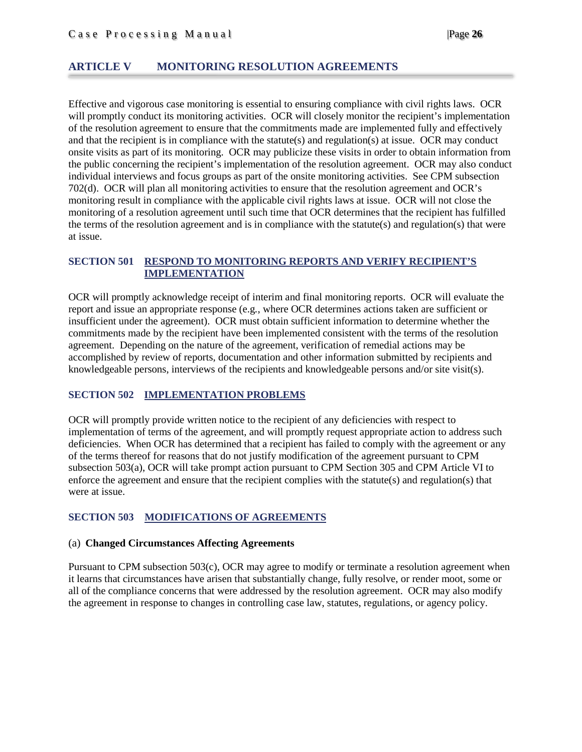## ARTICLE V MONITORING RESOLUTION AGREEMENTS

Effective and vigorous case monitoring is essential to ensuring compliance with civil rights laws. OCR will promptly conduct its monitoring activities. OCR will closely monitor the recipient's implementation of the resolution agreement to ensure that the commitments made are implemented fully and effectively and that the recipient is in compliance with the statute(s) and regulation(s) at issue. OCR may conduct onsite visits as part of its monitoring. OCR may publicize these visits in order to obtain information from the public concerning the recipient's implementation of the resolution agreement. OCR may also conduct individual interviews and focus groups as part of the onsite monitoring activities. See CPM subsection 702(d). OCR will plan all monitoring activities to ensure that the resolution agreement and OCR's monitoring result in compliance with the applicable civil rights laws at issue. OCR will not close the monitoring of a resolution agreement until such time that OCR determines that the recipient has fulfilled the terms of the resolution agreement and is in compliance with the statute(s) and regulation(s) that were at issue.

### SECTION 501 RESPOND TO MONITORING REPORTS AND VERIFY RECIPIENT'S IMPLEMENTATION

OCR will promptly acknowledge receipt of interim and final monitoring reports. OCR will evaluate the report and issue an appropriate response (e.g., where OCR determines actions taken are sufficient or insufficient under the agreement). OCR must obtain sufficient information to determine whether the commitments made by the recipient have been implemented consistent with the terms of the resolution agreement. Depending on the nature of the agreement, verification of remedial actions may be accomplished by review of reports, documentation and other information submitted by recipients and knowledgeable persons, interviews of the recipients and knowledgeable persons and/or site visit(s).

### SECTION 502 IMPLEMENTATION PROBLEMS

OCR will promptly provide written notice to the recipient of any deficiencies with respect to implementation of terms of the agreement, and will promptly request appropriate action to address such deficiencies. When OCR has determined that a recipient has failed to comply with the agreement or any of the terms thereof for reasons that do not justify modification of the agreement pursuant to CPM subsection 503(a), OCR will take prompt action pursuant to CPM Section 305 and CPM Article VI to enforce the agreement and ensure that the recipient complies with the statute(s) and regulation(s) that were at issue.

### SECTION 503 MODIFICATIONS OF AGREEMENTS

(a) **Changed Circumstances Affecting Agreements**

Pursuant to CPM subsection 503(c), OCR may agree to modify or terminate a resolution agreement when it learns that circumstances have arisen that substantially change, fully resolve, or render moot, some or all of the compliance concerns that were addressed by the resolution agreement. OCR may also modify the agreement in response to changes in controlling case law, statutes, regulations, or agency policy.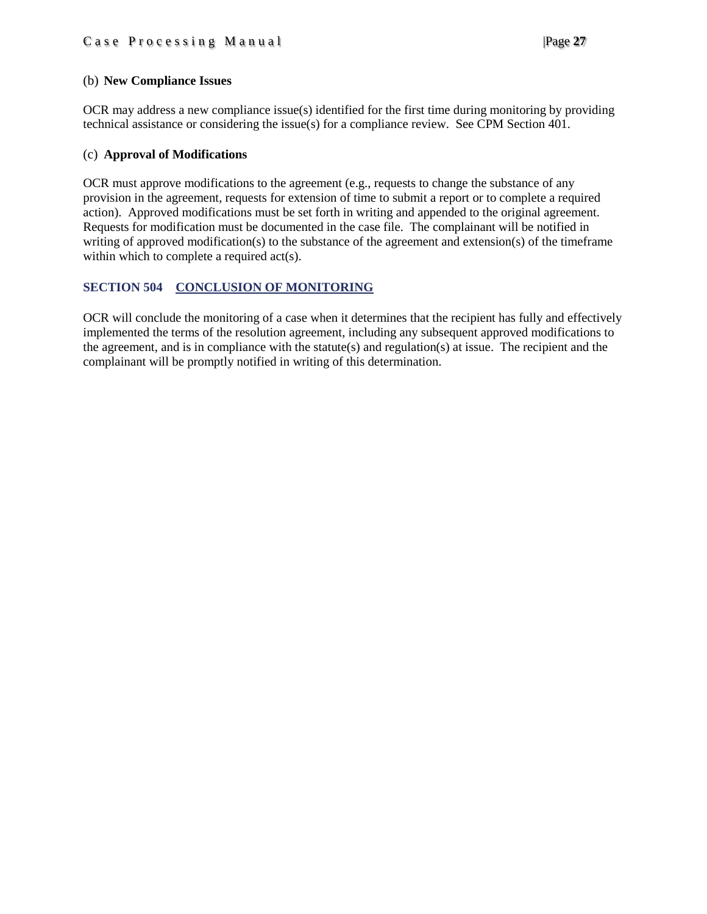(b) **New Compliance Issues**

OCR may address a new compliance issue(s) identified for the first time during monitoring by providing technical assistance or considering the issue(s) for a compliance review. See CPM Section 401.

(c) **Approval of Modifications**

OCR must approve modifications to the agreement (e.g., requests to change the substance of any provision in the agreement, requests for extension of time to submit a report or to complete a required action). Approved modifications must be set forth in writing and appended to the original agreement. Requests for modification must be documented in the case file. The complainant will be notified in writing of approved modification(s) to the substance of the agreement and extension(s) of the timeframe within which to complete a required act(s).

## SECTION 504 CONCLUSION OF MONITORING

OCR will conclude the monitoring of a case when it determines that the recipient has fully and effectively implemented the terms of the resolution agreement, including any subsequent approved modifications to the agreement, and is in compliance with the statute(s) and regulation(s) at issue. The recipient and the complainant will be promptly notified in writing of this determination.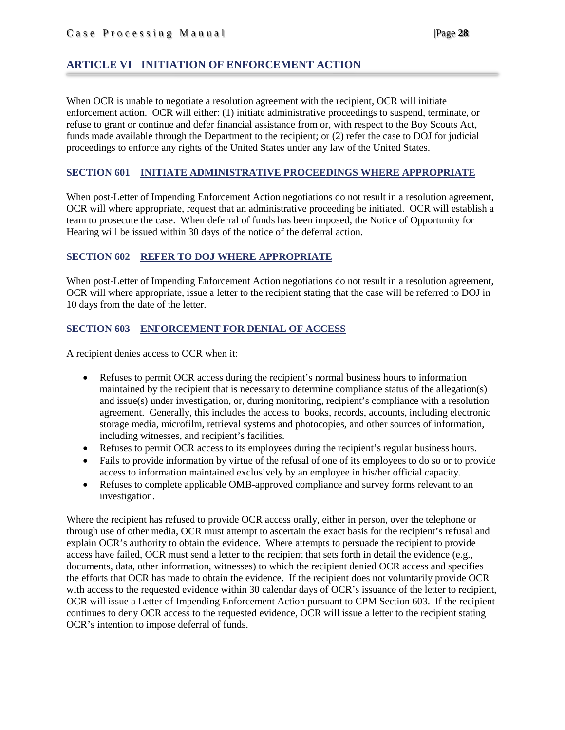## ARTICLE VI INITIATION OF ENFORCEMENT ACTION

When OCR is unable to negotiate a resolution agreement with the recipient, OCR will initiate enforcement action. OCR will either: (1) initiate administrative proceedings to suspend, terminate, or refuse to grant or continue and defer financial assistance from or, with respect to the Boy Scouts Act, funds made available through the Department to the recipient; or (2) refer the case to DOJ for judicial proceedings to enforce any rights of the United States under any law of the United States.

### SECTION 601 INITIATE ADMINISTRATIVE PROCEEDINGS WHERE APPROPRIATE

When post-Letter of Impending Enforcement Action negotiations do not result in a resolution agreement, OCR will where appropriate, request that an administrative proceeding be initiated. OCR will establish a team to prosecute the case. When deferral of funds has been imposed, the Notice of Opportunity for Hearing will be issued within 30 days of the notice of the deferral action.

### SECTION 602 REFER TO DOJ WHERE APPROPRIATE

When post-Letter of Impending Enforcement Action negotiations do not result in a resolution agreement, OCR will where appropriate, issue a letter to the recipient stating that the case will be referred to DOJ in 10 days from the date of the letter.

### SECTION 603 ENFORCEMENT FOR DENIAL OF ACCESS

A recipient denies access to OCR when it:

- Refuses to permit OCR access during the recipient's normal business hours to information maintained by the recipient that is necessary to determine compliance status of the allegation(s) and issue(s) under investigation, or, during monitoring, recipient's compliance with a resolution agreement. Generally, this includes the access to books, records, accounts, including electronic storage media, microfilm, retrieval systems and photocopies, and other sources of information, including witnesses, and recipient's facilities.
- Refuses to permit OCR access to its employees during the recipient's regular business hours.
- Fails to provide information by virtue of the refusal of one of its employees to do so or to provide access to information maintained exclusively by an employee in his/her official capacity.
- Refuses to complete applicable OMB-approved compliance and survey forms relevant to an investigation.

Where the recipient has refused to provide OCR access orally, either in person, over the telephone or through use of other media, OCR must attempt to ascertain the exact basis for the recipient's refusal and explain OCR's authority to obtain the evidence. Where attempts to persuade the recipient to provide access have failed, OCR must send a letter to the recipient that sets forth in detail the evidence (e.g., documents, data, other information, witnesses) to which the recipient denied OCR access and specifies the efforts that OCR has made to obtain the evidence. If the recipient does not voluntarily provide OCR with access to the requested evidence within 30 calendar days of OCR's issuance of the letter to recipient, OCR will issue a Letter of Impending Enforcement Action pursuant to CPM Section 603. If the recipient continues to deny OCR access to the requested evidence, OCR will issue a letter to the recipient stating OCR's intention to impose deferral of funds.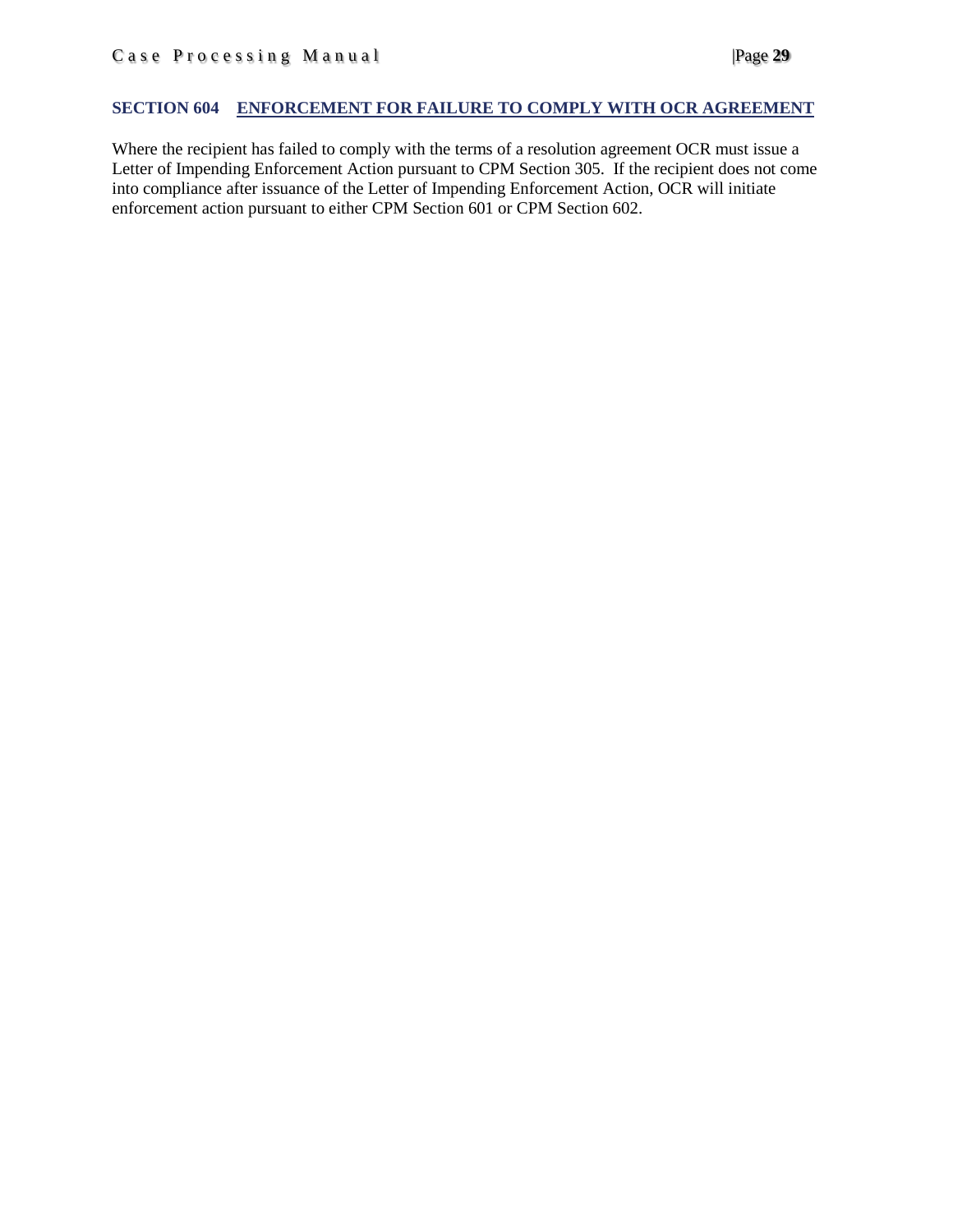## SECTION 604 ENFORCEMENT FOR FAILURE TO COMPLY WITH OCR AGREEMENT

Where the recipient has failed to comply with the terms of a resolution agreement OCR must issue a Letter of Impending Enforcement Action pursuant to CPM Section 305. If the recipient does not come into compliance after issuance of the Letter of Impending Enforcement Action, OCR will initiate enforcement action pursuant to either CPM Section 601 or CPM Section 602.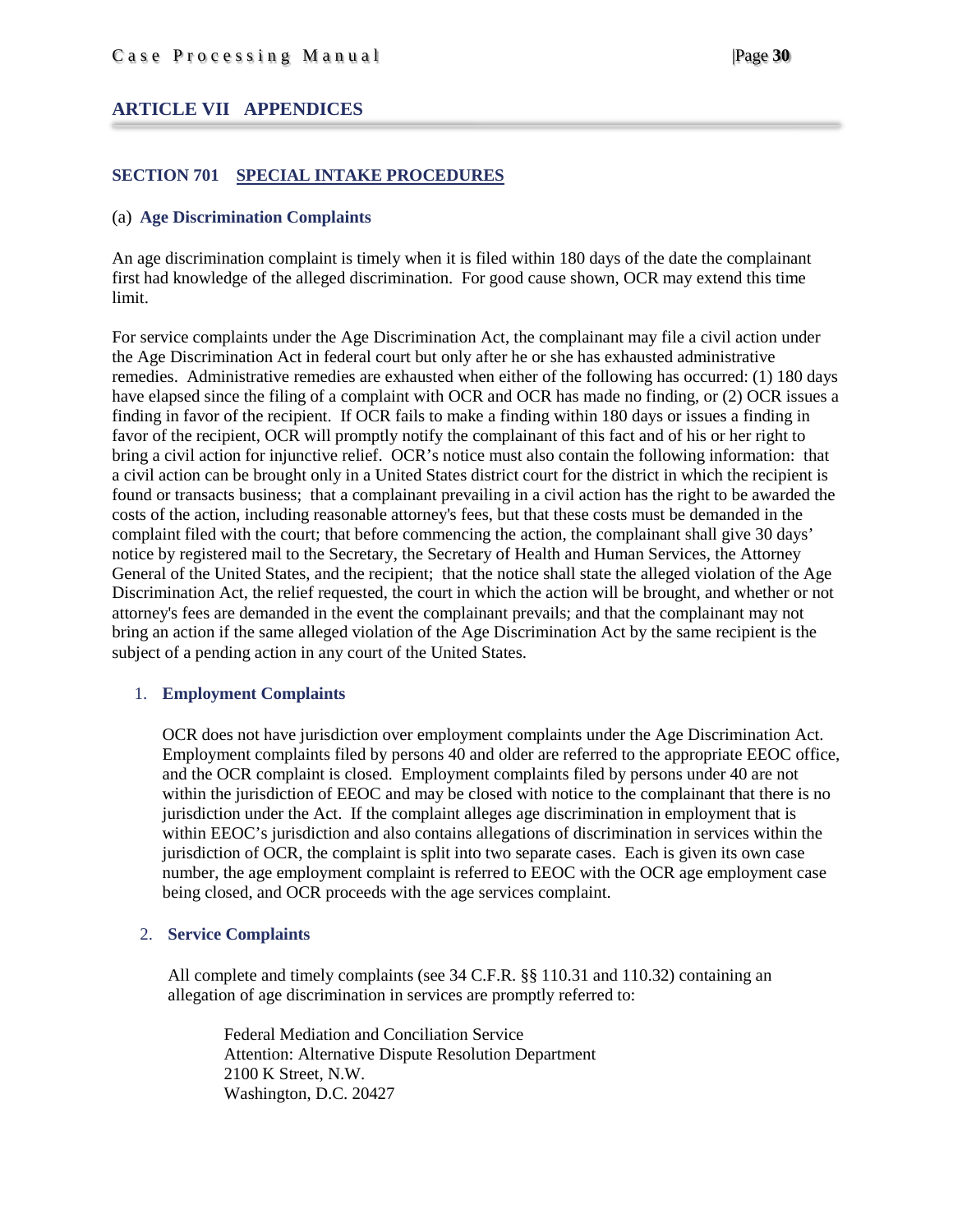## ARTICLE VII APPENDICES

### SECTION 701 SPECIAL INTAKE PROCEDURES

#### (a) Age Discrimination Complaints

An age discrimination complaint is timely when it is filed within 180 days of the date the complainant first had knowledge of the alleged discrimination. For good cause shown, OCR may extend this time limit.

For service complaints under the Age Discrimination Act, the complainant may file a civil action under the Age Discrimination Act in federal court but only after he or she has exhausted administrative remedies. Administrative remedies are exhausted when either of the following has occurred: (1) 180 days have elapsed since the filing of a complaint with OCR and OCR has made no finding, or (2) OCR issues a finding in favor of the recipient. If OCR fails to make a finding within 180 days or issues a finding in favor of the recipient, OCR will promptly notify the complainant of this fact and of his or her right to bring a civil action for injunctive relief. OCR's notice must also contain the following information: that a civil action can be brought only in a United States district court for the district in which the recipient is found or transacts business; that a complainant prevailing in a civil action has the right to be awarded the costs of the action, including reasonable attorney's fees, but that these costs must be demanded in the complaint filed with the court; that before commencing the action, the complainant shall give 30 days' notice by registered mail to the Secretary, the Secretary of Health and Human Services, the Attorney General of the United States, and the recipient; that the notice shall state the alleged violation of the Age Discrimination Act, the relief requested, the court in which the action will be brought, and whether or not attorney's fees are demanded in the event the complainant prevails; and that the complainant may not bring an action if the same alleged violation of the Age Discrimination Act by the same recipient is the subject of a pending action in any court of the United States.

1. **Employment Complaints**

   OCR does not have jurisdiction over employment complaints under the Age Discrimination Act. Employment complaints filed by persons 40 and older are referred to the appropriate EEOC office, and the OCR complaint is closed. Employment complaints filed by persons under 40 are not within the jurisdiction of EEOC and may be closed with notice to the complainant that there is no jurisdiction under the Act. If the complaint alleges age discrimination in employment that is within EEOC's jurisdiction and also contains allegations of discrimination in services within the jurisdiction of OCR, the complaint is split into two separate cases. Each is given its own case number, the age employment complaint is referred to EEOC with the OCR age employment case being closed, and OCR proceeds with the age services complaint.

2. **Service Complaints**

   All complete and timely complaints (see 34 C.F.R. §§ 110.31 and 110.32) containing an allegation of age discrimination in services are promptly referred to:

   Federal Mediation and Conciliation Service
   Attention: Alternative Dispute Resolution Department
   2100 K Street, N.W.
   Washington, D.C. 20427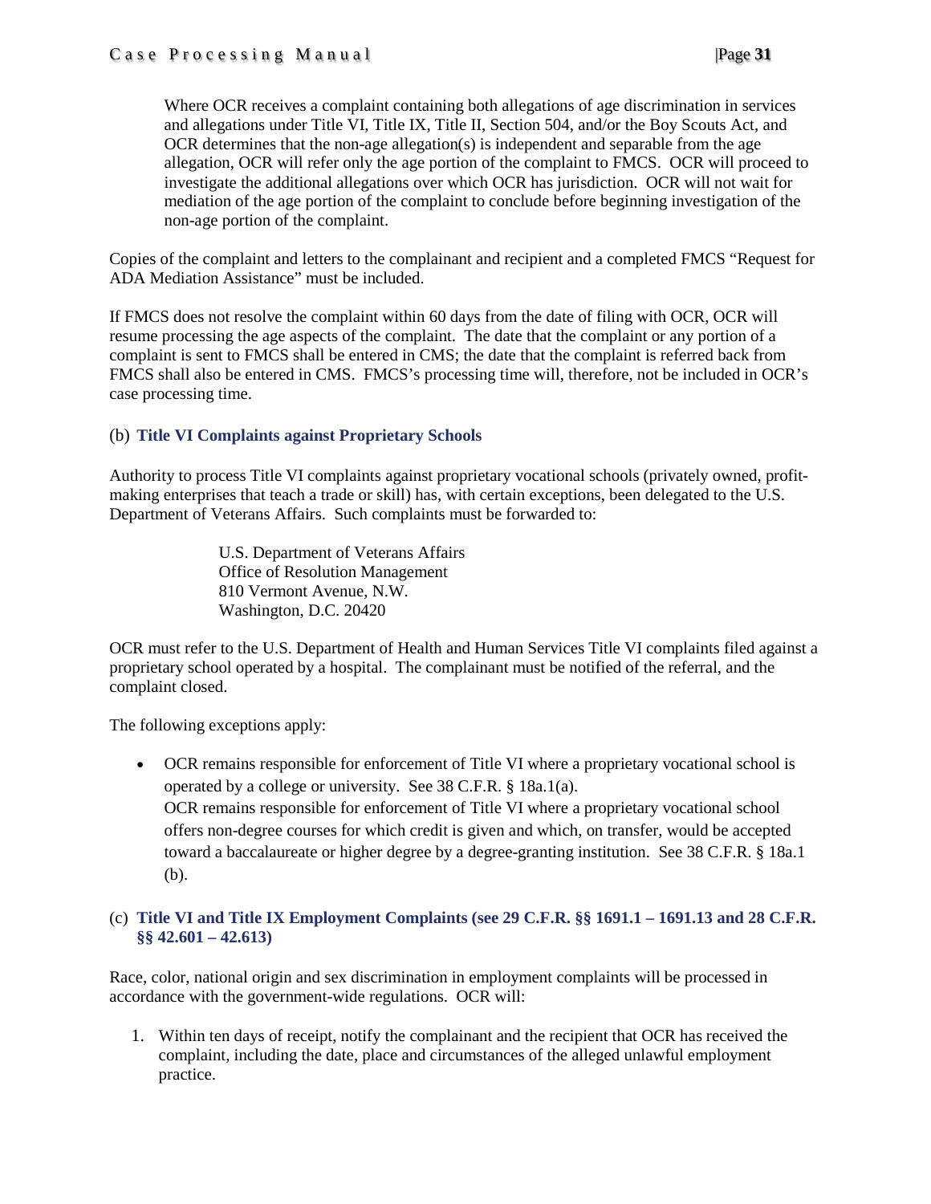Where OCR receives a complaint containing both allegations of age discrimination in services and allegations under Title VI, Title IX, Title II, Section 504, and/or the Boy Scouts Act, and OCR determines that the non-age allegation(s) is independent and separable from the age allegation, OCR will refer only the age portion of the complaint to FMCS. OCR will proceed to investigate the additional allegations over which OCR has jurisdiction. OCR will not wait for mediation of the age portion of the complaint to conclude before beginning investigation of the non-age portion of the complaint.

Copies of the complaint and letters to the complainant and recipient and a completed FMCS "Request for ADA Mediation Assistance" must be included.

If FMCS does not resolve the complaint within 60 days from the date of filing with OCR, OCR will resume processing the age aspects of the complaint. The date that the complaint or any portion of a complaint is sent to FMCS shall be entered in CMS; the date that the complaint is referred back from FMCS shall also be entered in CMS. FMCS's processing time will, therefore, not be included in OCR's case processing time.

### (b) **Title VI Complaints against Proprietary Schools**

Authority to process Title VI complaints against proprietary vocational schools (privately owned, profit-making enterprises that teach a trade or skill) has, with certain exceptions, been delegated to the U.S. Department of Veterans Affairs. Such complaints must be forwarded to:

U.S. Department of Veterans Affairs
Office of Resolution Management
810 Vermont Avenue, N.W.
Washington, D.C. 20420

OCR must refer to the U.S. Department of Health and Human Services Title VI complaints filed against a proprietary school operated by a hospital. The complainant must be notified of the referral, and the complaint closed.

The following exceptions apply:

- OCR remains responsible for enforcement of Title VI where a proprietary vocational school is operated by a college or university. See 38 C.F.R. § 18a.1(a).
  OCR remains responsible for enforcement of Title VI where a proprietary vocational school offers non-degree courses for which credit is given and which, on transfer, would be accepted toward a baccalaureate or higher degree by a degree-granting institution. See 38 C.F.R. § 18a.1 (b).

### (c) **Title VI and Title IX Employment Complaints (see 29 C.F.R. §§ 1691.1 – 1691.13 and 28 C.F.R. §§ 42.601 – 42.613)**

Race, color, national origin and sex discrimination in employment complaints will be processed in accordance with the government-wide regulations. OCR will:

1. Within ten days of receipt, notify the complainant and the recipient that OCR has received the complaint, including the date, place and circumstances of the alleged unlawful employment practice.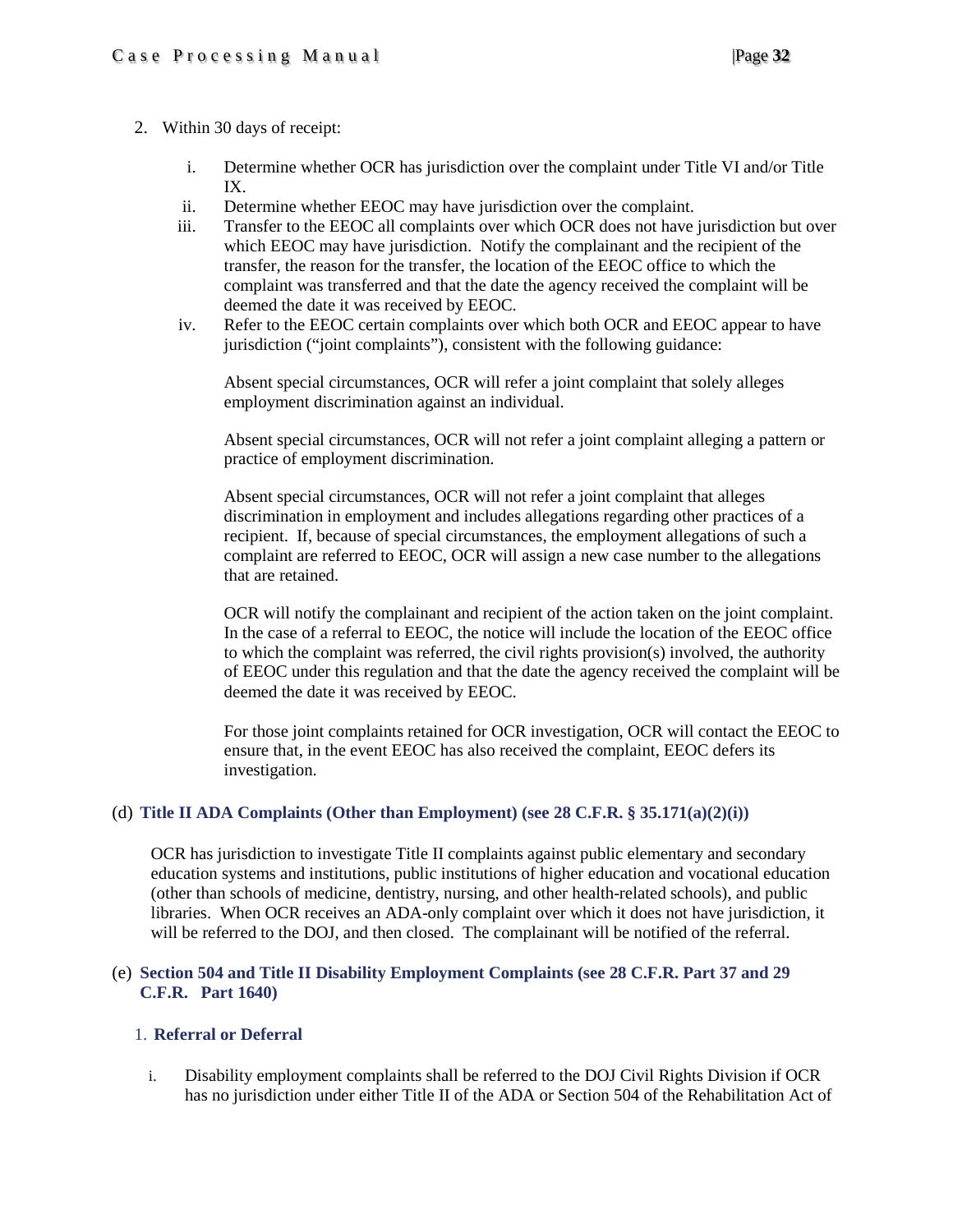2. Within 30 days of receipt:

    i. Determine whether OCR has jurisdiction over the complaint under Title VI and/or Title IX.

    ii. Determine whether EEOC may have jurisdiction over the complaint.

    iii. Transfer to the EEOC all complaints over which OCR does not have jurisdiction but over which EEOC may have jurisdiction. Notify the complainant and the recipient of the transfer, the reason for the transfer, the location of the EEOC office to which the complaint was transferred and that the date the agency received the complaint will be deemed the date it was received by EEOC.

    iv. Refer to the EEOC certain complaints over which both OCR and EEOC appear to have jurisdiction ("joint complaints"), consistent with the following guidance:

        Absent special circumstances, OCR will refer a joint complaint that solely alleges employment discrimination against an individual.

        Absent special circumstances, OCR will not refer a joint complaint alleging a pattern or practice of employment discrimination.

        Absent special circumstances, OCR will not refer a joint complaint that alleges discrimination in employment and includes allegations regarding other practices of a recipient. If, because of special circumstances, the employment allegations of such a complaint are referred to EEOC, OCR will assign a new case number to the allegations that are retained.

        OCR will notify the complainant and recipient of the action taken on the joint complaint. In the case of a referral to EEOC, the notice will include the location of the EEOC office to which the complaint was referred, the civil rights provision(s) involved, the authority of EEOC under this regulation and that the date the agency received the complaint will be deemed the date it was received by EEOC.

        For those joint complaints retained for OCR investigation, OCR will contact the EEOC to ensure that, in the event EEOC has also received the complaint, EEOC defers its investigation.

### (d) Title II ADA Complaints (Other than Employment) (see 28 C.F.R. § 35.171(a)(2)(i))

OCR has jurisdiction to investigate Title II complaints against public elementary and secondary education systems and institutions, public institutions of higher education and vocational education (other than schools of medicine, dentistry, nursing, and other health-related schools), and public libraries. When OCR receives an ADA-only complaint over which it does not have jurisdiction, it will be referred to the DOJ, and then closed. The complainant will be notified of the referral.

### (e) Section 504 and Title II Disability Employment Complaints (see 28 C.F.R. Part 37 and 29 C.F.R. Part 1640)

#### 1. Referral or Deferral

i. Disability employment complaints shall be referred to the DOJ Civil Rights Division if OCR has no jurisdiction under either Title II of the ADA or Section 504 of the Rehabilitation Act of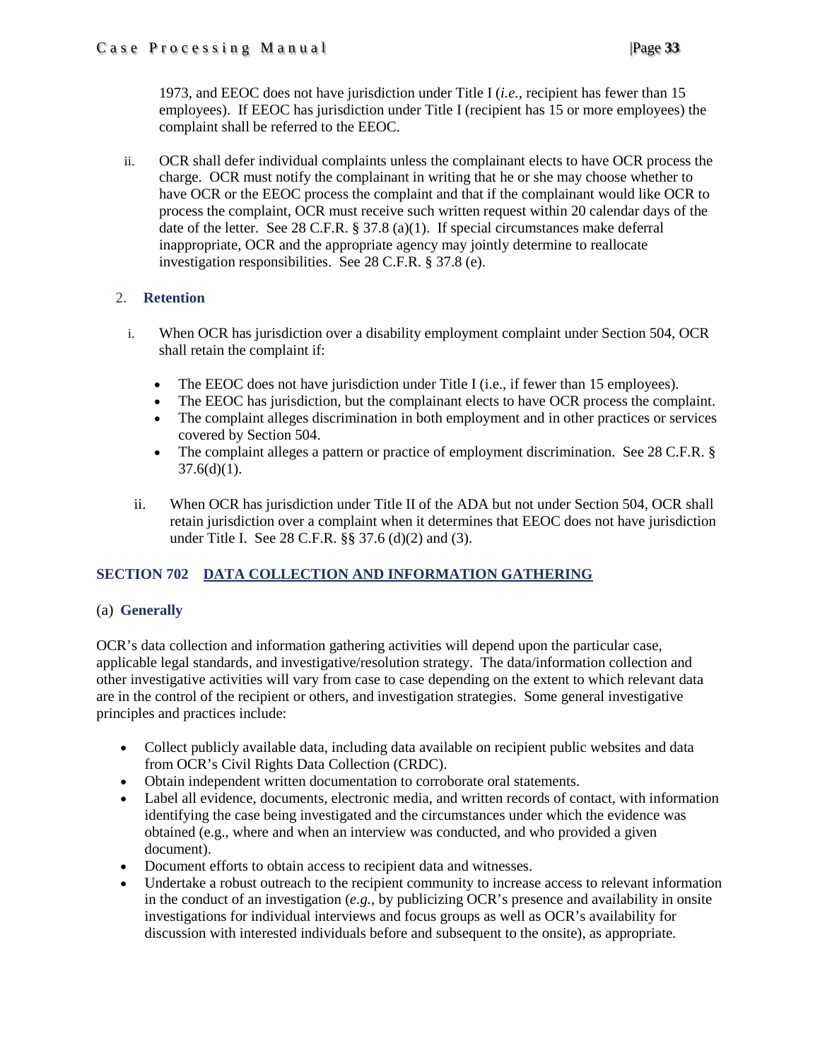1973, and EEOC does not have jurisdiction under Title I (*i.e.*, recipient has fewer than 15 employees). If EEOC has jurisdiction under Title I (recipient has 15 or more employees) the complaint shall be referred to the EEOC.

ii. OCR shall defer individual complaints unless the complainant elects to have OCR process the charge. OCR must notify the complainant in writing that he or she may choose whether to have OCR or the EEOC process the complaint and that if the complainant would like OCR to process the complaint, OCR must receive such written request within 20 calendar days of the date of the letter. See 28 C.F.R. § 37.8 (a)(1). If special circumstances make deferral inappropriate, OCR and the appropriate agency may jointly determine to reallocate investigation responsibilities. See 28 C.F.R. § 37.8 (e).

2. **Retention**

i. When OCR has jurisdiction over a disability employment complaint under Section 504, OCR shall retain the complaint if:

- The EEOC does not have jurisdiction under Title I (i.e., if fewer than 15 employees).
- The EEOC has jurisdiction, but the complainant elects to have OCR process the complaint.
- The complaint alleges discrimination in both employment and in other practices or services covered by Section 504.
- The complaint alleges a pattern or practice of employment discrimination. See 28 C.F.R. § 37.6(d)(1).

ii. When OCR has jurisdiction under Title II of the ADA but not under Section 504, OCR shall retain jurisdiction over a complaint when it determines that EEOC does not have jurisdiction under Title I. See 28 C.F.R. §§ 37.6 (d)(2) and (3).

## SECTION 702 DATA COLLECTION AND INFORMATION GATHERING

### (a) Generally

OCR's data collection and information gathering activities will depend upon the particular case, applicable legal standards, and investigative/resolution strategy. The data/information collection and other investigative activities will vary from case to case depending on the extent to which relevant data are in the control of the recipient or others, and investigation strategies. Some general investigative principles and practices include:

- Collect publicly available data, including data available on recipient public websites and data from OCR's Civil Rights Data Collection (CRDC).
- Obtain independent written documentation to corroborate oral statements.
- Label all evidence, documents, electronic media, and written records of contact, with information identifying the case being investigated and the circumstances under which the evidence was obtained (e.g., where and when an interview was conducted, and who provided a given document).
- Document efforts to obtain access to recipient data and witnesses.
- Undertake a robust outreach to the recipient community to increase access to relevant information in the conduct of an investigation (*e.g.*, by publicizing OCR's presence and availability in onsite investigations for individual interviews and focus groups as well as OCR's availability for discussion with interested individuals before and subsequent to the onsite), as appropriate.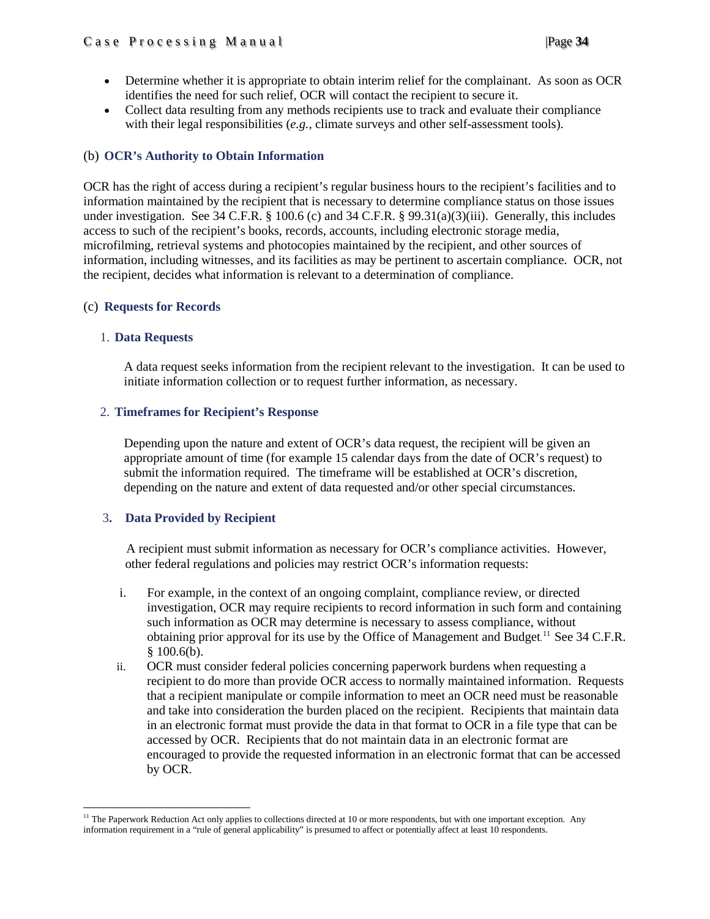- Determine whether it is appropriate to obtain interim relief for the complainant. As soon as OCR identifies the need for such relief, OCR will contact the recipient to secure it.
- Collect data resulting from any methods recipients use to track and evaluate their compliance with their legal responsibilities (*e.g.*, climate surveys and other self-assessment tools).

### (b) OCR's Authority to Obtain Information

OCR has the right of access during a recipient's regular business hours to the recipient's facilities and to information maintained by the recipient that is necessary to determine compliance status on those issues under investigation. See 34 C.F.R. § 100.6 (c) and 34 C.F.R. § 99.31(a)(3)(iii). Generally, this includes access to such of the recipient's books, records, accounts, including electronic storage media, microfilming, retrieval systems and photocopies maintained by the recipient, and other sources of information, including witnesses, and its facilities as may be pertinent to ascertain compliance. OCR, not the recipient, decides what information is relevant to a determination of compliance.

### (c) Requests for Records

#### 1. Data Requests

A data request seeks information from the recipient relevant to the investigation. It can be used to initiate information collection or to request further information, as necessary.

#### 2. Timeframes for Recipient's Response

Depending upon the nature and extent of OCR's data request, the recipient will be given an appropriate amount of time (for example 15 calendar days from the date of OCR's request) to submit the information required. The timeframe will be established at OCR's discretion, depending on the nature and extent of data requested and/or other special circumstances.

#### 3. Data Provided by Recipient

A recipient must submit information as necessary for OCR's compliance activities. However, other federal regulations and policies may restrict OCR's information requests:

i. For example, in the context of an ongoing complaint, compliance review, or directed investigation, OCR may require recipients to record information in such form and containing such information as OCR may determine is necessary to assess compliance, without obtaining prior approval for its use by the Office of Management and Budget.[11] See 34 C.F.R. § 100.6(b).

ii. OCR must consider federal policies concerning paperwork burdens when requesting a recipient to do more than provide OCR access to normally maintained information. Requests that a recipient manipulate or compile information to meet an OCR need must be reasonable and take into consideration the burden placed on the recipient. Recipients that maintain data in an electronic format must provide the data in that format to OCR in a file type that can be accessed by OCR. Recipients that do not maintain data in an electronic format are encouraged to provide the requested information in an electronic format that can be accessed by OCR.

---

[11] The Paperwork Reduction Act only applies to collections directed at 10 or more respondents, but with one important exception. Any information requirement in a "rule of general applicability" is presumed to affect or potentially affect at least 10 respondents.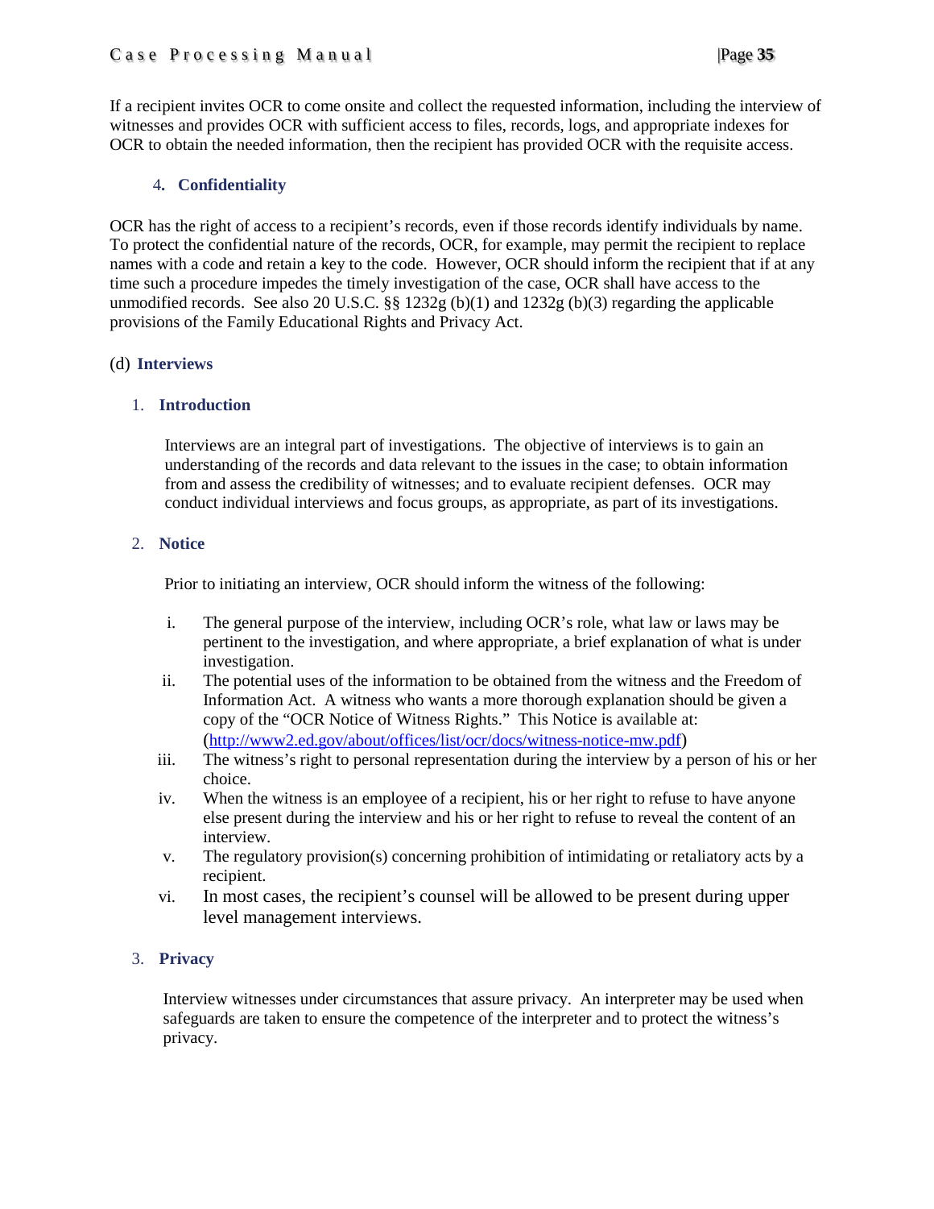If a recipient invites OCR to come onsite and collect the requested information, including the interview of witnesses and provides OCR with sufficient access to files, records, logs, and appropriate indexes for OCR to obtain the needed information, then the recipient has provided OCR with the requisite access.

#### 4. Confidentiality

OCR has the right of access to a recipient's records, even if those records identify individuals by name. To protect the confidential nature of the records, OCR, for example, may permit the recipient to replace names with a code and retain a key to the code. However, OCR should inform the recipient that if at any time such a procedure impedes the timely investigation of the case, OCR shall have access to the unmodified records. See also 20 U.S.C. §§ 1232g (b)(1) and 1232g (b)(3) regarding the applicable provisions of the Family Educational Rights and Privacy Act.

### (d) Interviews

#### 1. Introduction

Interviews are an integral part of investigations. The objective of interviews is to gain an understanding of the records and data relevant to the issues in the case; to obtain information from and assess the credibility of witnesses; and to evaluate recipient defenses. OCR may conduct individual interviews and focus groups, as appropriate, as part of its investigations.

#### 2. Notice

Prior to initiating an interview, OCR should inform the witness of the following:

i. The general purpose of the interview, including OCR's role, what law or laws may be pertinent to the investigation, and where appropriate, a brief explanation of what is under investigation.

ii. The potential uses of the information to be obtained from the witness and the Freedom of Information Act. A witness who wants a more thorough explanation should be given a copy of the "OCR Notice of Witness Rights." This Notice is available at: (http://www2.ed.gov/about/offices/list/ocr/docs/witness-notice-mw.pdf)

iii. The witness's right to personal representation during the interview by a person of his or her choice.

iv. When the witness is an employee of a recipient, his or her right to refuse to have anyone else present during the interview and his or her right to refuse to reveal the content of an interview.

v. The regulatory provision(s) concerning prohibition of intimidating or retaliatory acts by a recipient.

vi. In most cases, the recipient's counsel will be allowed to be present during upper level management interviews.

#### 3. Privacy

Interview witnesses under circumstances that assure privacy. An interpreter may be used when safeguards are taken to ensure the competence of the interpreter and to protect the witness's privacy.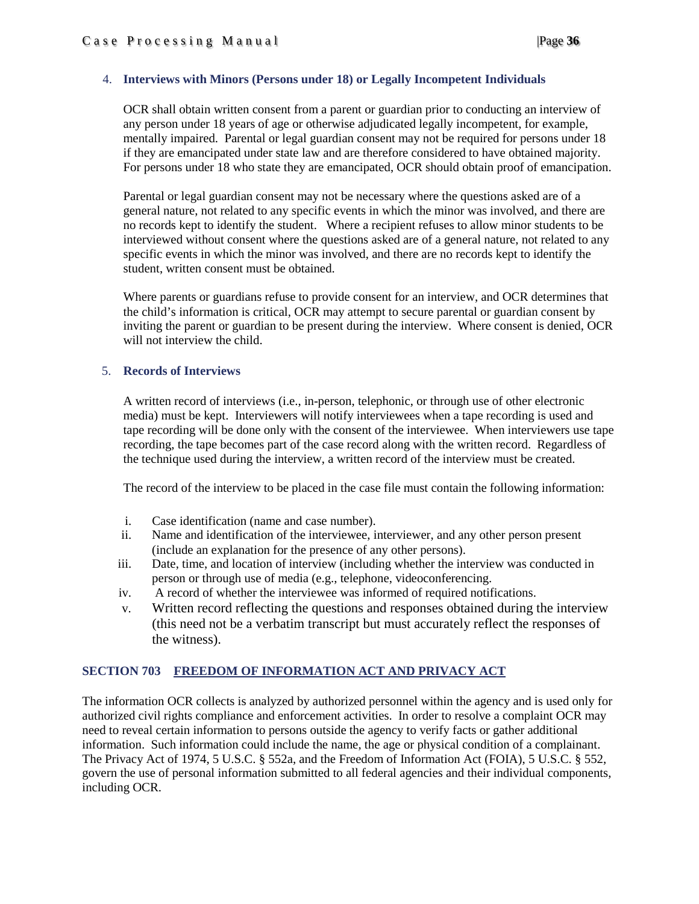### 4. Interviews with Minors (Persons under 18) or Legally Incompetent Individuals

OCR shall obtain written consent from a parent or guardian prior to conducting an interview of any person under 18 years of age or otherwise adjudicated legally incompetent, for example, mentally impaired. Parental or legal guardian consent may not be required for persons under 18 if they are emancipated under state law and are therefore considered to have obtained majority. For persons under 18 who state they are emancipated, OCR should obtain proof of emancipation.

Parental or legal guardian consent may not be necessary where the questions asked are of a general nature, not related to any specific events in which the minor was involved, and there are no records kept to identify the student. Where a recipient refuses to allow minor students to be interviewed without consent where the questions asked are of a general nature, not related to any specific events in which the minor was involved, and there are no records kept to identify the student, written consent must be obtained.

Where parents or guardians refuse to provide consent for an interview, and OCR determines that the child's information is critical, OCR may attempt to secure parental or guardian consent by inviting the parent or guardian to be present during the interview. Where consent is denied, OCR will not interview the child.

### 5. Records of Interviews

A written record of interviews (i.e., in-person, telephonic, or through use of other electronic media) must be kept. Interviewers will notify interviewees when a tape recording is used and tape recording will be done only with the consent of the interviewee. When interviewers use tape recording, the tape becomes part of the case record along with the written record. Regardless of the technique used during the interview, a written record of the interview must be created.

The record of the interview to be placed in the case file must contain the following information:

i. Case identification (name and case number).
ii. Name and identification of the interviewee, interviewer, and any other person present (include an explanation for the presence of any other persons).
iii. Date, time, and location of interview (including whether the interview was conducted in person or through use of media (e.g., telephone, videoconferencing.
iv. A record of whether the interviewee was informed of required notifications.
v. Written record reflecting the questions and responses obtained during the interview (this need not be a verbatim transcript but must accurately reflect the responses of the witness).

## SECTION 703 FREEDOM OF INFORMATION ACT AND PRIVACY ACT

The information OCR collects is analyzed by authorized personnel within the agency and is used only for authorized civil rights compliance and enforcement activities. In order to resolve a complaint OCR may need to reveal certain information to persons outside the agency to verify facts or gather additional information. Such information could include the name, the age or physical condition of a complainant. The Privacy Act of 1974, 5 U.S.C. § 552a, and the Freedom of Information Act (FOIA), 5 U.S.C. § 552, govern the use of personal information submitted to all federal agencies and their individual components, including OCR.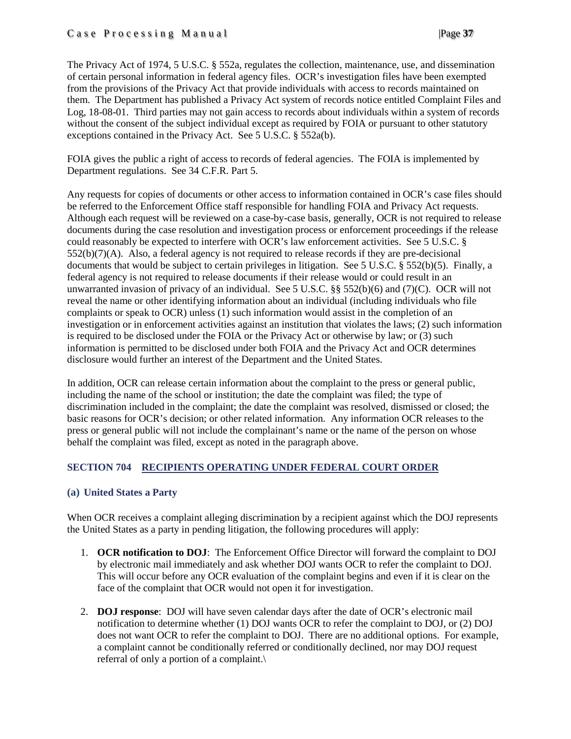The Privacy Act of 1974, 5 U.S.C. § 552a, regulates the collection, maintenance, use, and dissemination of certain personal information in federal agency files. OCR's investigation files have been exempted from the provisions of the Privacy Act that provide individuals with access to records maintained on them. The Department has published a Privacy Act system of records notice entitled Complaint Files and Log, 18-08-01. Third parties may not gain access to records about individuals within a system of records without the consent of the subject individual except as required by FOIA or pursuant to other statutory exceptions contained in the Privacy Act. See 5 U.S.C. § 552a(b).

FOIA gives the public a right of access to records of federal agencies. The FOIA is implemented by Department regulations. See 34 C.F.R. Part 5.

Any requests for copies of documents or other access to information contained in OCR's case files should be referred to the Enforcement Office staff responsible for handling FOIA and Privacy Act requests. Although each request will be reviewed on a case-by-case basis, generally, OCR is not required to release documents during the case resolution and investigation process or enforcement proceedings if the release could reasonably be expected to interfere with OCR's law enforcement activities. See 5 U.S.C. § 552(b)(7)(A). Also, a federal agency is not required to release records if they are pre-decisional documents that would be subject to certain privileges in litigation. See 5 U.S.C. § 552(b)(5). Finally, a federal agency is not required to release documents if their release would or could result in an unwarranted invasion of privacy of an individual. See 5 U.S.C. §§ 552(b)(6) and (7)(C). OCR will not reveal the name or other identifying information about an individual (including individuals who file complaints or speak to OCR) unless (1) such information would assist in the completion of an investigation or in enforcement activities against an institution that violates the laws; (2) such information is required to be disclosed under the FOIA or the Privacy Act or otherwise by law; or (3) such information is permitted to be disclosed under both FOIA and the Privacy Act and OCR determines disclosure would further an interest of the Department and the United States.

In addition, OCR can release certain information about the complaint to the press or general public, including the name of the school or institution; the date the complaint was filed; the type of discrimination included in the complaint; the date the complaint was resolved, dismissed or closed; the basic reasons for OCR's decision; or other related information. Any information OCR releases to the press or general public will not include the complainant's name or the name of the person on whose behalf the complaint was filed, except as noted in the paragraph above.

## SECTION 704 RECIPIENTS OPERATING UNDER FEDERAL COURT ORDER

### (a) United States a Party

When OCR receives a complaint alleging discrimination by a recipient against which the DOJ represents the United States as a party in pending litigation, the following procedures will apply:

1. **OCR notification to DOJ**: The Enforcement Office Director will forward the complaint to DOJ by electronic mail immediately and ask whether DOJ wants OCR to refer the complaint to DOJ. This will occur before any OCR evaluation of the complaint begins and even if it is clear on the face of the complaint that OCR would not open it for investigation.

2. **DOJ response**: DOJ will have seven calendar days after the date of OCR's electronic mail notification to determine whether (1) DOJ wants OCR to refer the complaint to DOJ, or (2) DOJ does not want OCR to refer the complaint to DOJ. There are no additional options. For example, a complaint cannot be conditionally referred or conditionally declined, nor may DOJ request referral of only a portion of a complaint.\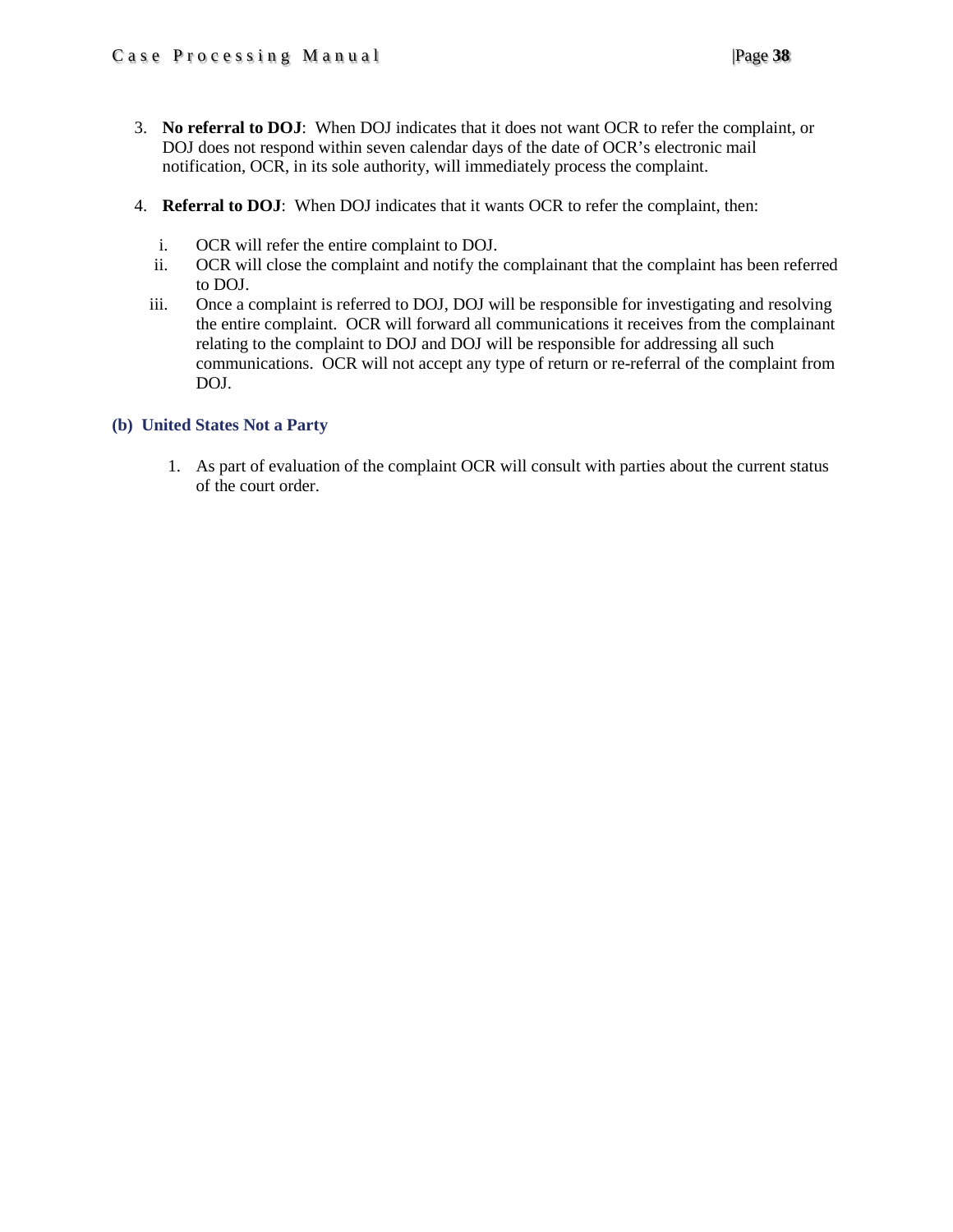3. **No referral to DOJ**: When DOJ indicates that it does not want OCR to refer the complaint, or DOJ does not respond within seven calendar days of the date of OCR's electronic mail notification, OCR, in its sole authority, will immediately process the complaint.

4. **Referral to DOJ**: When DOJ indicates that it wants OCR to refer the complaint, then:

   i. OCR will refer the entire complaint to DOJ.
   
   ii. OCR will close the complaint and notify the complainant that the complaint has been referred to DOJ.
   
   iii. Once a complaint is referred to DOJ, DOJ will be responsible for investigating and resolving the entire complaint. OCR will forward all communications it receives from the complainant relating to the complaint to DOJ and DOJ will be responsible for addressing all such communications. OCR will not accept any type of return or re-referral of the complaint from DOJ.

### (b) United States Not a Party

1. As part of evaluation of the complaint OCR will consult with parties about the current status of the court order.